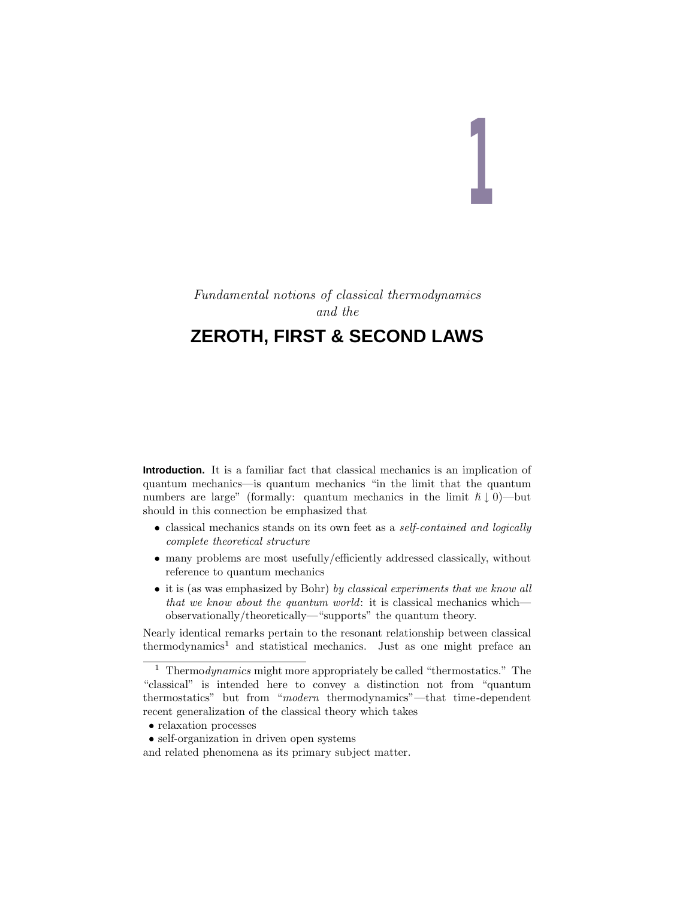# 1

*Fundamental notions of classical thermodynamics and the*

## ZEROTH, FIRST & SECOND LAWS

**Introduction.** It is a familiar fact that classical mechanics is an implication of quantum mechanics—is quantum mechanics "in the limit that the quantum numbers are large" (formally: quantum mechanics in the limit $\hbar \downarrow 0$)—but should in this connection be emphasized that

- classical mechanics stands on its own feet as a *self-contained and logically complete theoretical structure*
- many problems are most usefully/efficiently addressed classically, without reference to quantum mechanics
- it is (as was emphasized by Bohr) *by classical experiments that we know all that we know about the quantum world*: it is classical mechanics which—observationally/theoretically—"supports" the quantum theory.

Nearly identical remarks pertain to the resonant relationship between classical thermodynamics[1] and statistical mechanics. Just as one might preface an

---

[1] Thermo*dynamics* might more appropriately be called "thermostatics." The "classical" is intended here to convey a distinction not from "quantum thermostatics" but from "*modern* thermodynamics"—that time-dependent recent generalization of the classical theory which takes

- relaxation processes
- self-organization in driven open systems

and related phenomena as its primary subject matter.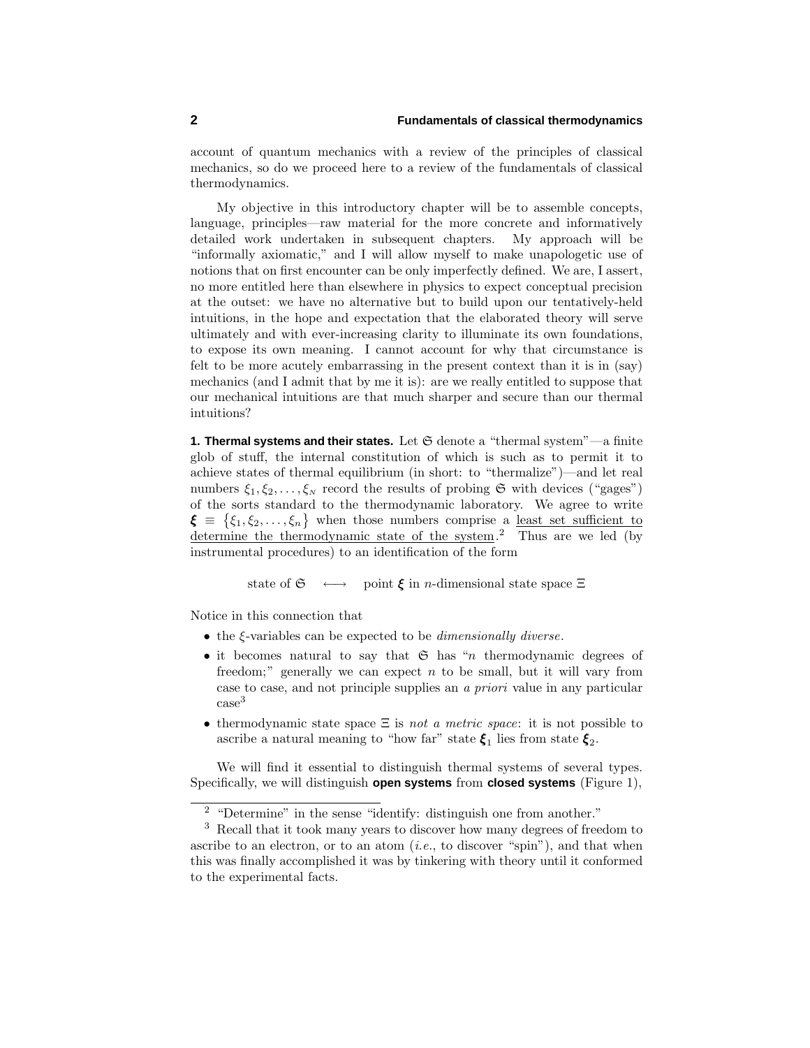account of quantum mechanics with a review of the principles of classical mechanics, so do we proceed here to a review of the fundamentals of classical thermodynamics.

My objective in this introductory chapter will be to assemble concepts, language, principles—raw material for the more concrete and informatively detailed work undertaken in subsequent chapters. My approach will be "informally axiomatic," and I will allow myself to make unapologetic use of notions that on first encounter can be only imperfectly defined. We are, I assert, no more entitled here than elsewhere in physics to expect conceptual precision at the outset: we have no alternative but to build upon our tentatively-held intuitions, in the hope and expectation that the elaborated theory will serve ultimately and with ever-increasing clarity to illuminate its own foundations, to expose its own meaning. I cannot account for why that circumstance is felt to be more acutely embarrassing in the present context than it is in (say) mechanics (and I admit that by me it is): are we really entitled to suppose that our mechanical intuitions are that much sharper and secure than our thermal intuitions?

**1. Thermal systems and their states.** Let $\mathfrak{S}$ denote a "thermal system"—a finite glob of stuff, the internal constitution of which is such as to permit it to achieve states of thermal equilibrium (in short: to "thermalize")—and let real numbers $\xi_1, \xi_2, \ldots, \xi_N$ record the results of probing $\mathfrak{S}$ with devices ("gages") of the sorts standard to the thermodynamic laboratory. We agree to write $\boldsymbol{\xi} \equiv \{\xi_1, \xi_2, \ldots, \xi_n\}$ when those numbers comprise a least set sufficient to determine the thermodynamic state of the system.[2] Thus are we led (by instrumental procedures) to an identification of the form

$$\text{state of } \mathfrak{S} \quad \longleftrightarrow \quad \text{point } \boldsymbol{\xi} \text{ in } n\text{-dimensional state space } \Xi$$

Notice in this connection that

- the $\xi$-variables can be expected to be *dimensionally diverse*.
- it becomes natural to say that $\mathfrak{S}$ has "$n$ thermodynamic degrees of freedom;" generally we can expect $n$ to be small, but it will vary from case to case, and not principle supplies an *a priori* value in any particular case[3]
- thermodynamic state space $\Xi$ is *not a metric space*: it is not possible to ascribe a natural meaning to "how far" state $\boldsymbol{\xi}_1$ lies from state $\boldsymbol{\xi}_2$.

We will find it essential to distinguish thermal systems of several types. Specifically, we will distinguish **open systems** from **closed systems** (Figure 1),

[2] "Determine" in the sense "identify: distinguish one from another."

[3] Recall that it took many years to discover how many degrees of freedom to ascribe to an electron, or to an atom (*i.e.*, to discover "spin"), and that when this was finally accomplished it was by tinkering with theory until it conformed to the experimental facts.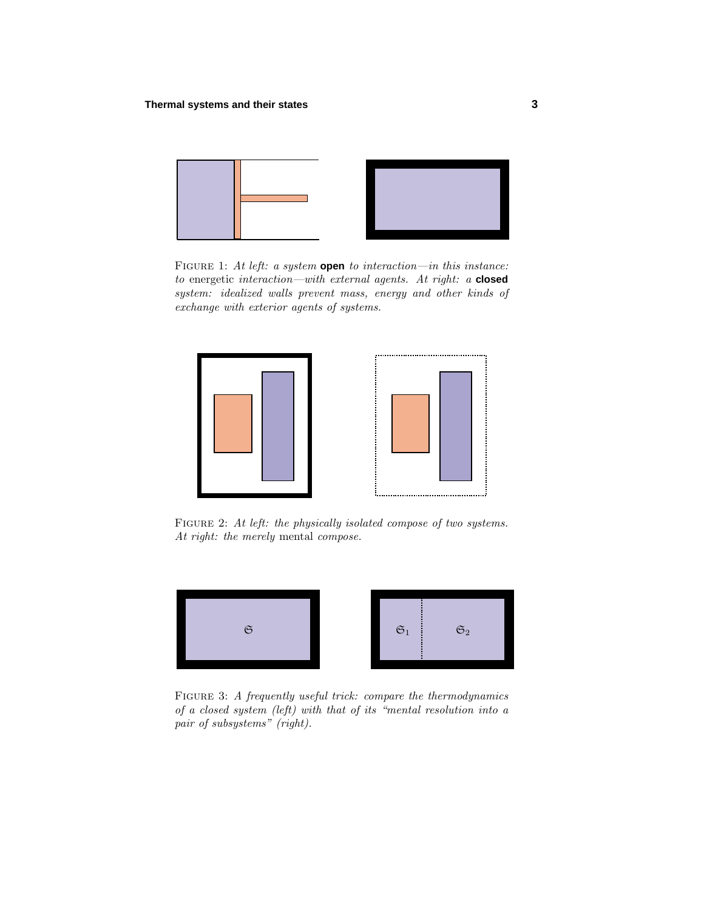FIGURE 1: *At left: a system* **open** *to interaction—in this instance: to* energetic *interaction—with external agents. At right: a* **closed** *system: idealized walls prevent mass, energy and other kinds of exchange with exterior agents of systems.*

FIGURE 2: *At left: the physically isolated compose of two systems. At right: the merely* mental *compose.*

FIGURE 3: *A frequently useful trick: compare the thermodynamics of a closed system (left) with that of its "mental resolution into a pair of subsystems" (right).*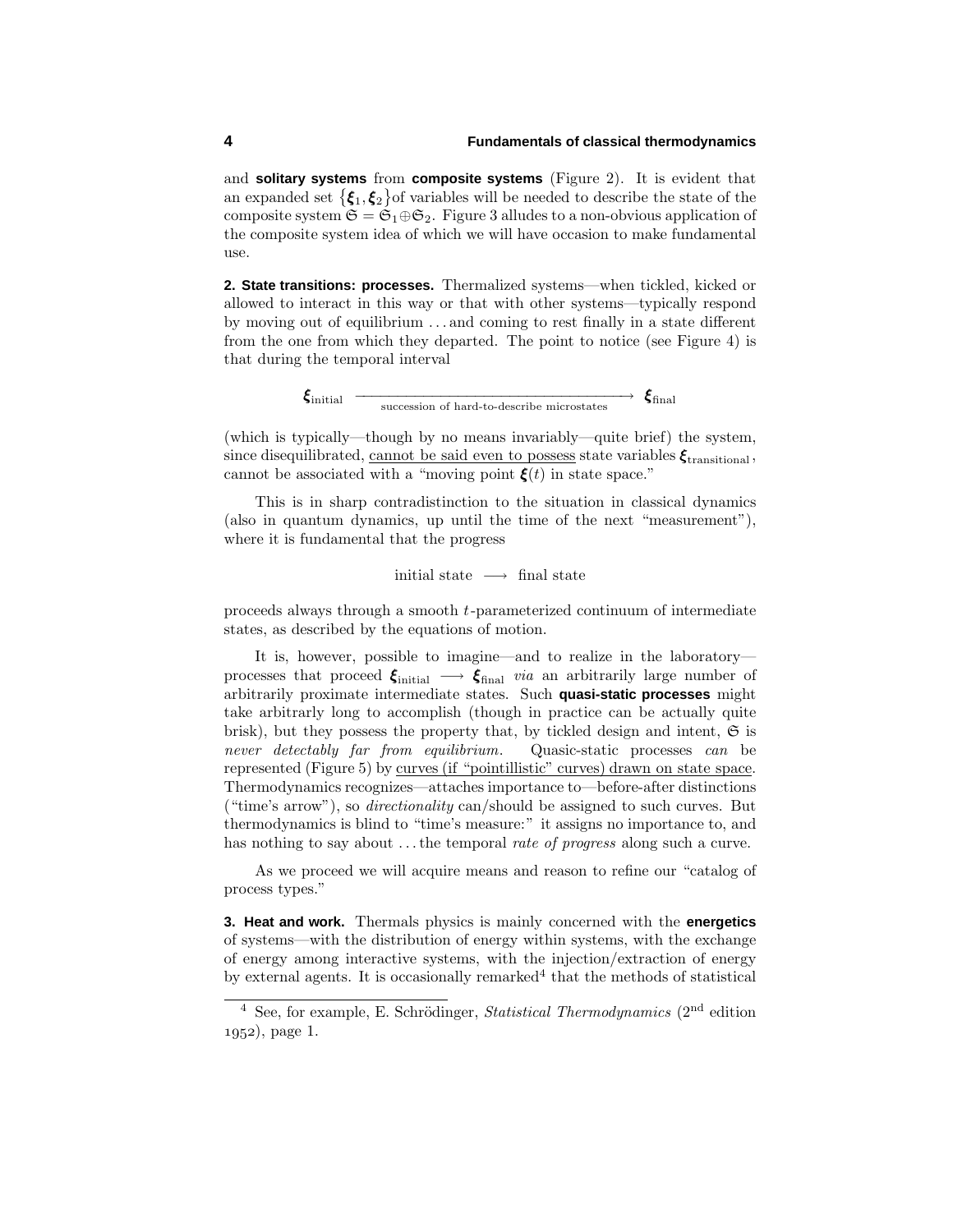and **solitary systems** from **composite systems** (Figure 2). It is evident that an expanded set $\{\boldsymbol{\xi}_1, \boldsymbol{\xi}_2\}$of variables will be needed to describe the state of the composite system $\mathfrak{S} = \mathfrak{S}_1 \oplus \mathfrak{S}_2$. Figure 3 alludes to a non-obvious application of the composite system idea of which we will have occasion to make fundamental use.

**2. State transitions: processes.** Thermalized systems—when tickled, kicked or allowed to interact in this way or that with other systems—typically respond by moving out of equilibrium . . . and coming to rest finally in a state different from the one from which they departed. The point to notice (see Figure 4) is that during the temporal interval

$$\boldsymbol{\xi}_{\text{initial}} \xrightarrow[\text{succession of hard-to-describe microstates}]{\hspace{5cm}} \boldsymbol{\xi}_{\text{final}}$$

(which is typically—though by no means invariably—quite brief) the system, since disequilibrated, <u>cannot be said even to possess</u> state variables $\boldsymbol{\xi}_{\text{transitional}}$, cannot be associated with a "moving point $\boldsymbol{\xi}(t)$ in state space."

This is in sharp contradistinction to the situation in classical dynamics (also in quantum dynamics, up until the time of the next "measurement"), where it is fundamental that the progress

$$\text{initial state} \longrightarrow \text{final state}$$

proceeds always through a smooth $t$-parameterized continuum of intermediate states, as described by the equations of motion.

It is, however, possible to imagine—and to realize in the laboratory—processes that proceed $\boldsymbol{\xi}_{\text{initial}} \longrightarrow \boldsymbol{\xi}_{\text{final}}$ *via* an arbitrarily large number of arbitrarily proximate intermediate states. Such **quasi-static processes** might take arbitrarily long to accomplish (though in practice can be actually quite brisk), but they possess the property that, by tickled design and intent, $\mathfrak{S}$ is *never detectably far from equilibrium*. Quasic-static processes *can* be represented (Figure 5) by <u>curves (if "pointillistic" curves) drawn on state space</u>. Thermodynamics recognizes—attaches importance to—before-after distinctions ("time's arrow"), so *directionality* can/should be assigned to such curves. But thermodynamics is blind to "time's measure:" it assigns no importance to, and has nothing to say about . . . the temporal *rate of progress* along such a curve.

As we proceed we will acquire means and reason to refine our "catalog of process types."

**3. Heat and work.** Thermals physics is mainly concerned with the **energetics** of systems—with the distribution of energy within systems, with the exchange of energy among interactive systems, with the injection/extraction of energy by external agents. It is occasionally remarked[4] that the methods of statistical

---

[4] See, for example, E. Schrödinger, *Statistical Thermodynamics* (2nd edition 1952), page 1.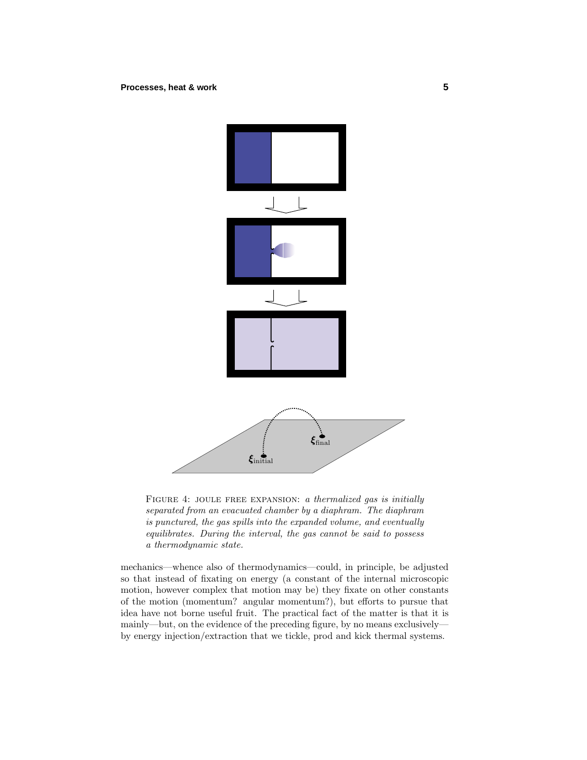FIGURE 4: JOULE FREE EXPANSION: *a thermalized gas is initially separated from an evacuated chamber by a diaphram. The diaphram is punctured, the gas spills into the expanded volume, and eventually equilibrates. During the interval, the gas cannot be said to possess a thermodynamic state.*

mechanics—whence also of thermodynamics—could, in principle, be adjusted so that instead of fixating on energy (a constant of the internal microscopic motion, however complex that motion may be) they fixate on other constants of the motion (momentum? angular momentum?), but efforts to pursue that idea have not borne useful fruit. The practical fact of the matter is that it is mainly—but, on the evidence of the preceding figure, by no means exclusively—by energy injection/extraction that we tickle, prod and kick thermal systems.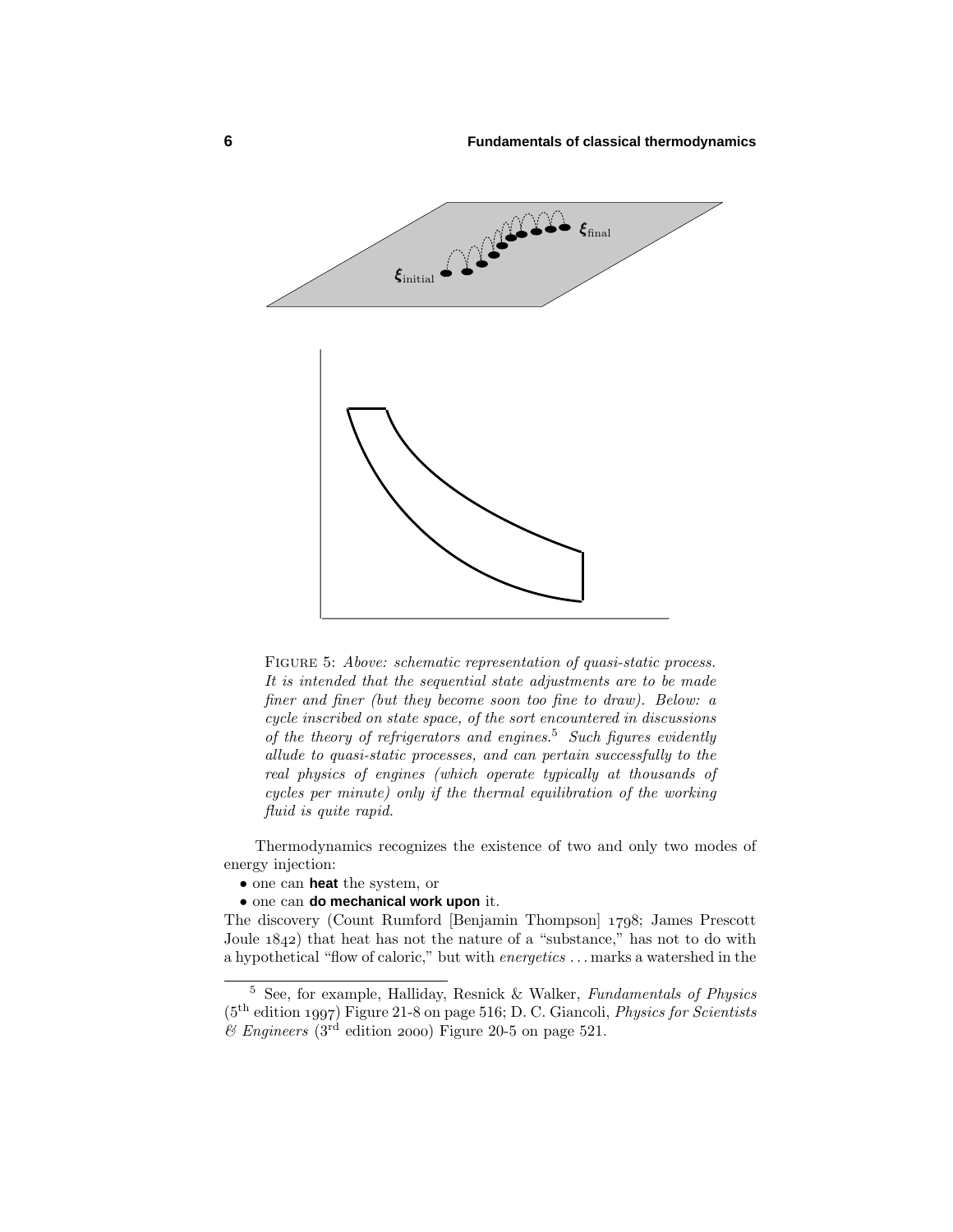FIGURE 5: *Above: schematic representation of quasi-static process. It is intended that the sequential state adjustments are to be made finer and finer (but they become soon too fine to draw). Below: a cycle inscribed on state space, of the sort encountered in discussions of the theory of refrigerators and engines.*[5] *Such figures evidently allude to quasi-static processes, and can pertain successfully to the real physics of engines (which operate typically at thousands of cycles per minute) only if the thermal equilibration of the working fluid is quite rapid.*

Thermodynamics recognizes the existence of two and only two modes of energy injection:

- one can **heat** the system, or
- one can **do mechanical work upon** it.

The discovery (Count Rumford [Benjamin Thompson] 1798; James Prescott Joule 1842) that heat has not the nature of a "substance," has not to do with a hypothetical "flow of caloric," but with *energetics* ... marks a watershed in the

---

[5] See, for example, Halliday, Resnick & Walker, *Fundamentals of Physics* (5th edition 1997) Figure 21-8 on page 516; D. C. Giancoli, *Physics for Scientists & Engineers* (3rd edition 2000) Figure 20-5 on page 521.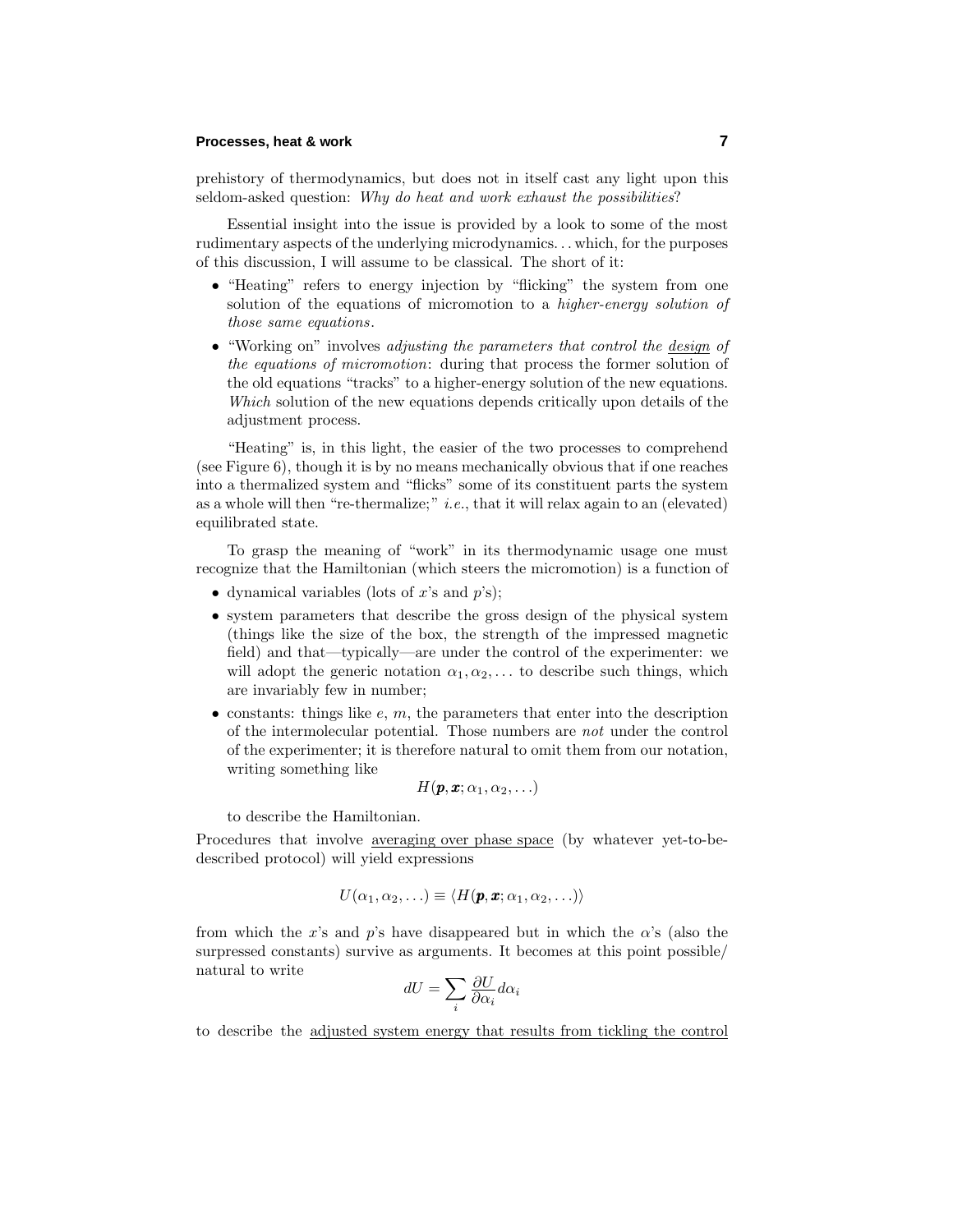prehistory of thermodynamics, but does not in itself cast any light upon this seldom-asked question: *Why do heat and work exhaust the possibilities*?

Essential insight into the issue is provided by a look to some of the most rudimentary aspects of the underlying microdynamics. . . which, for the purposes of this discussion, I will assume to be classical. The short of it:

- "Heating" refers to energy injection by "flicking" the system from one solution of the equations of micromotion to a *higher-energy solution of those same equations*.
- "Working on" involves *adjusting the parameters that control the design of the equations of micromotion*: during that process the former solution of the old equations "tracks" to a higher-energy solution of the new equations. *Which* solution of the new equations depends critically upon details of the adjustment process.

"Heating" is, in this light, the easier of the two processes to comprehend (see Figure 6), though it is by no means mechanically obvious that if one reaches into a thermalized system and "flicks" some of its constituent parts the system as a whole will then "re-thermalize;" *i.e.*, that it will relax again to an (elevated) equilibrated state.

To grasp the meaning of "work" in its thermodynamic usage one must recognize that the Hamiltonian (which steers the micromotion) is a function of

- dynamical variables (lots of $x$'s and $p$'s);
- system parameters that describe the gross design of the physical system (things like the size of the box, the strength of the impressed magnetic field) and that—typically—are under the control of the experimenter: we will adopt the generic notation $\alpha_1, \alpha_2, \ldots$ to describe such things, which are invariably few in number;
- constants: things like $e$, $m$, the parameters that enter into the description of the intermolecular potential. Those numbers are *not* under the control of the experimenter; it is therefore natural to omit them from our notation, writing something like

$$H(\boldsymbol{p}, \boldsymbol{x}; \alpha_1, \alpha_2, \ldots)$$

to describe the Hamiltonian.

Procedures that involve averaging over phase space (by whatever yet-to-be-described protocol) will yield expressions

$$U(\alpha_1, \alpha_2, \ldots) \equiv \langle H(\boldsymbol{p}, \boldsymbol{x}; \alpha_1, \alpha_2, \ldots)\rangle$$

from which the $x$'s and $p$'s have disappeared but in which the $\alpha$'s (also the surpressed constants) survive as arguments. It becomes at this point possible/natural to write

$$dU = \sum_i \frac{\partial U}{\partial \alpha_i} d\alpha_i$$

to describe the adjusted system energy that results from tickling the control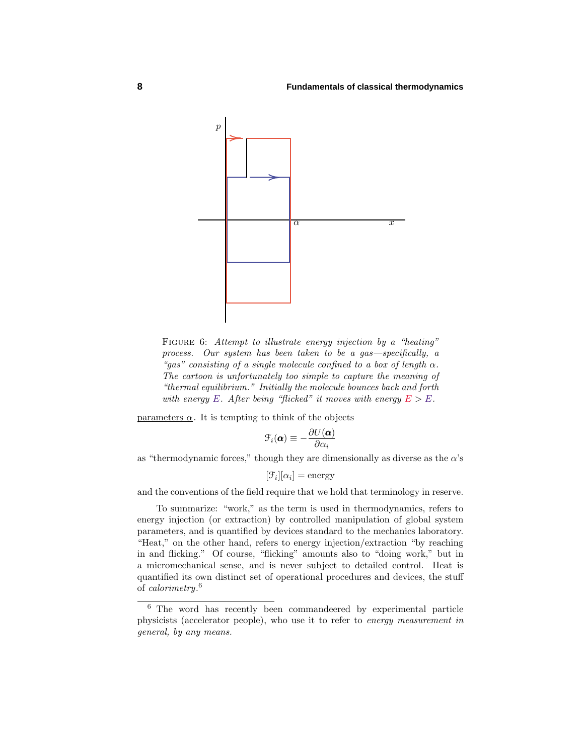FIGURE 6: *Attempt to illustrate energy injection by a "heating" process. Our system has been taken to be a gas—specifically, a "gas" consisting of a single molecule confined to a box of length $\alpha$. The cartoon is unfortunately too simple to capture the meaning of "thermal equilibrium." Initially the molecule bounces back and forth with energy $E$. After being "flicked" it moves with energy $E > E$.*

parameters $\alpha$. It is tempting to think of the objects

$$\mathcal{F}_i(\boldsymbol{\alpha}) \equiv -\frac{\partial U(\boldsymbol{\alpha})}{\partial \alpha_i}$$

as "thermodynamic forces," though they are dimensionally as diverse as the $\alpha$'s

$$[\mathcal{F}_i][\alpha_i] = \text{energy}$$

and the conventions of the field require that we hold that terminology in reserve.

To summarize: "work," as the term is used in thermodynamics, refers to energy injection (or extraction) by controlled manipulation of global system parameters, and is quantified by devices standard to the mechanics laboratory. "Heat," on the other hand, refers to energy injection/extraction "by reaching in and flicking." Of course, "flicking" amounts also to "doing work," but in a micromechanical sense, and is never subject to detailed control. Heat is quantified its own distinct set of operational procedures and devices, the stuff of *calorimetry*.[6]

[6] The word has recently been commandeered by experimental particle physicists (accelerator people), who use it to refer to *energy measurement in general, by any means.*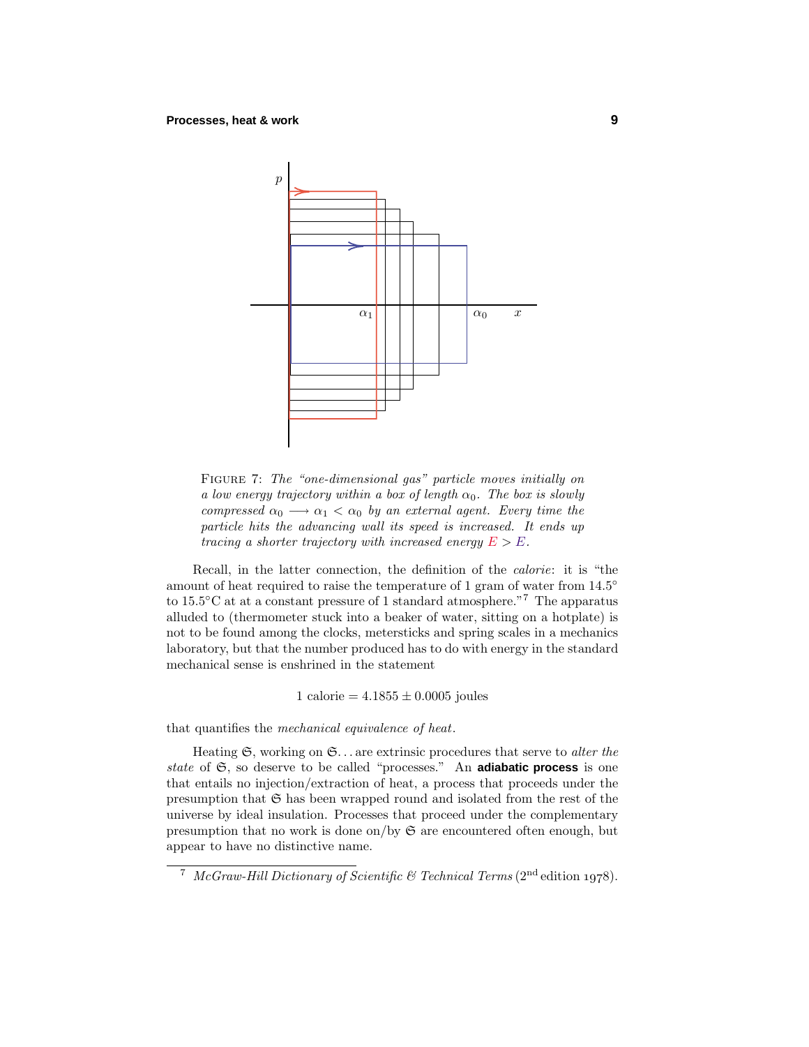FIGURE 7: *The "one-dimensional gas" particle moves initially on a low energy trajectory within a box of length $\alpha_0$. The box is slowly compressed $\alpha_0 \longrightarrow \alpha_1 < \alpha_0$ by an external agent. Every time the particle hits the advancing wall its speed is increased. It ends up tracing a shorter trajectory with increased energy $E > E$.*

Recall, in the latter connection, the definition of the *calorie*: it is "the amount of heat required to raise the temperature of 1 gram of water from 14.5° to 15.5°C at at a constant pressure of 1 standard atmosphere."[7] The apparatus alluded to (thermometer stuck into a beaker of water, sitting on a hotplate) is not to be found among the clocks, metersticks and spring scales in a mechanics laboratory, but that the number produced has to do with energy in the standard mechanical sense is enshrined in the statement

$$1 \text{ calorie} = 4.1855 \pm 0.0005 \text{ joules}$$

that quantifies the *mechanical equivalence of heat*.

Heating $\mathfrak{S}$, working on $\mathfrak{S}$... are extrinsic procedures that serve to *alter the state* of $\mathfrak{S}$, so deserve to be called "processes." An **adiabatic process** is one that entails no injection/extraction of heat, a process that proceeds under the presumption that $\mathfrak{S}$ has been wrapped round and isolated from the rest of the universe by ideal insulation. Processes that proceed under the complementary presumption that no work is done on/by $\mathfrak{S}$ are encountered often enough, but appear to have no distinctive name.

---

[7] *McGraw-Hill Dictionary of Scientific & Technical Terms* (2nd edition 1978).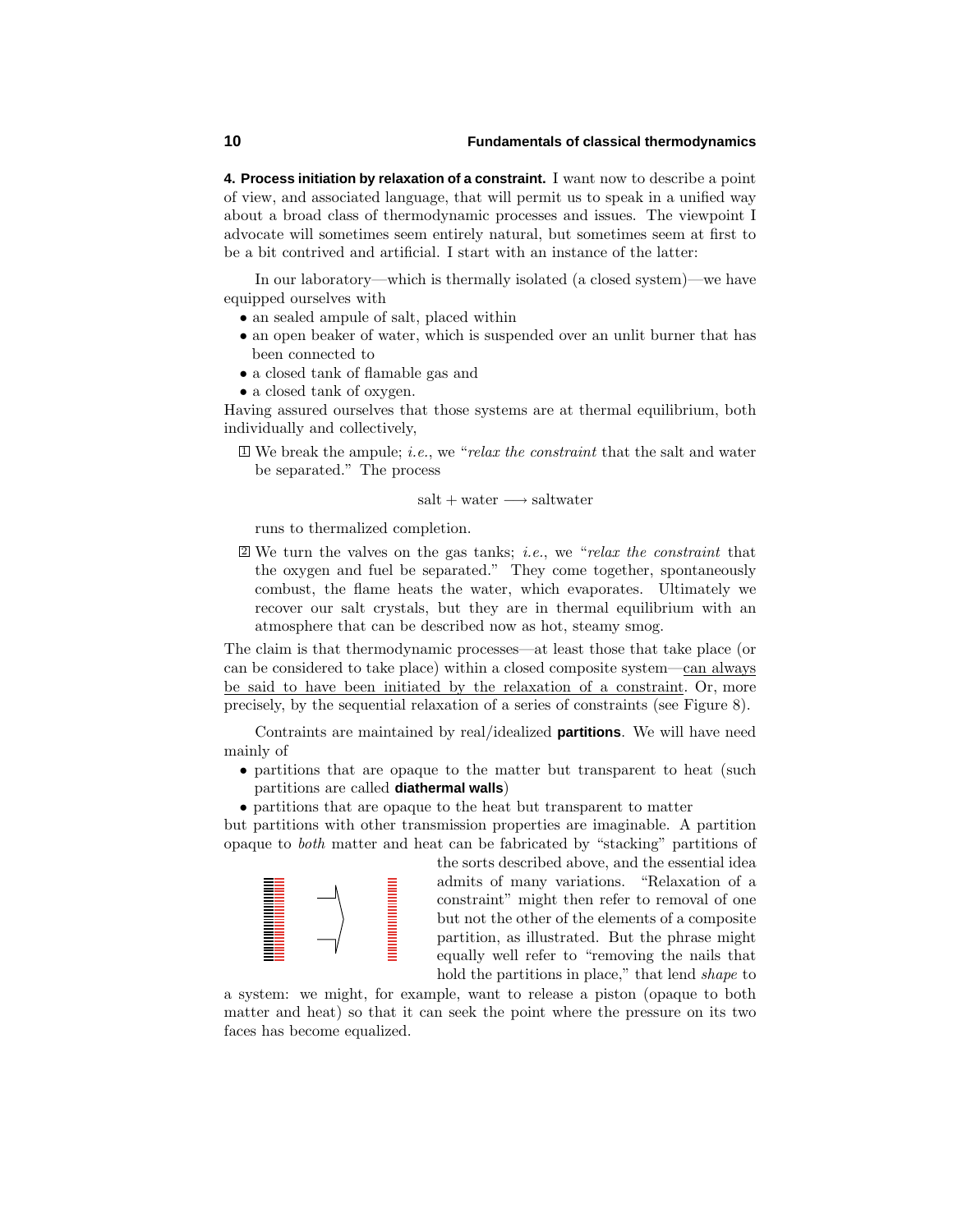**4. Process initiation by relaxation of a constraint.** I want now to describe a point of view, and associated language, that will permit us to speak in a unified way about a broad class of thermodynamic processes and issues. The viewpoint I advocate will sometimes seem entirely natural, but sometimes seem at first to be a bit contrived and artificial. I start with an instance of the latter:

In our laboratory—which is thermally isolated (a closed system)—we have equipped ourselves with

- an sealed ampule of salt, placed within
- an open beaker of water, which is suspended over an unlit burner that has been connected to
- a closed tank of flamable gas and
- a closed tank of oxygen.

Having assured ourselves that those systems are at thermal equilibrium, both individually and collectively,

1. We break the ampule; *i.e.*, we "*relax the constraint* that the salt and water be separated." The process

$$\text{salt} + \text{water} \longrightarrow \text{saltwater}$$

runs to thermalized completion.

2. We turn the valves on the gas tanks; *i.e.*, we "*relax the constraint* that the oxygen and fuel be separated." They come together, spontaneously combust, the flame heats the water, which evaporates. Ultimately we recover our salt crystals, but they are in thermal equilibrium with an atmosphere that can be described now as hot, steamy smog.

The claim is that thermodynamic processes—at least those that take place (or can be considered to take place) within a closed composite system—can always be said to have been initiated by the relaxation of a constraint. Or, more precisely, by the sequential relaxation of a series of constraints (see Figure 8).

Contraints are maintained by real/idealized **partitions**. We will have need mainly of

- partitions that are opaque to the matter but transparent to heat (such partitions are called **diathermal walls**)
- partitions that are opaque to the heat but transparent to matter

but partitions with other transmission properties are imaginable. A partition opaque to *both* matter and heat can be fabricated by "stacking" partitions of the sorts described above, and the essential idea admits of many variations. "Relaxation of a constraint" might then refer to removal of one but not the other of the elements of a composite partition, as illustrated. But the phrase might equally well refer to "removing the nails that hold the partitions in place," that lend *shape* to a system: we might, for example, want to release a piston (opaque to both matter and heat) so that it can seek the point where the pressure on its two faces has become equalized.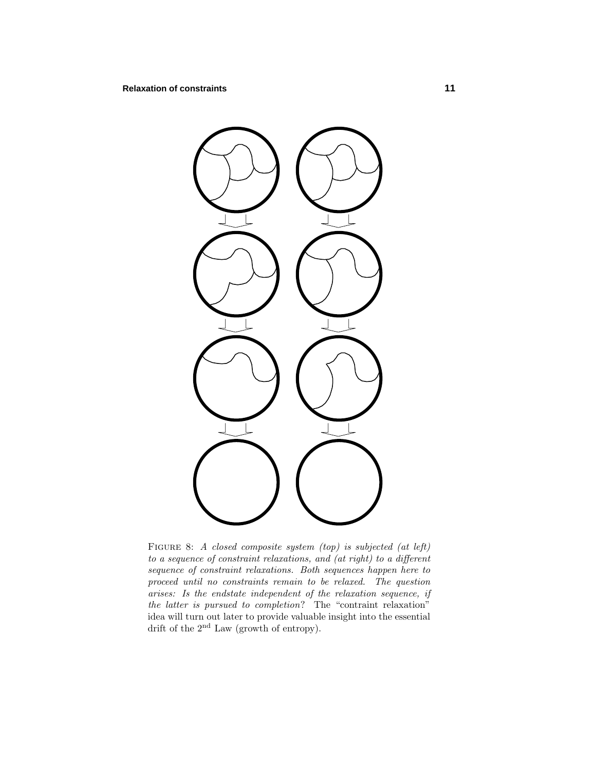FIGURE 8: *A closed composite system (top) is subjected (at left) to a sequence of constraint relaxations, and (at right) to a different sequence of constraint relaxations. Both sequences happen here to proceed until no constraints remain to be relaxed. The question arises: Is the endstate independent of the relaxation sequence, if the latter is pursued to completion?* The "contraint relaxation" idea will turn out later to provide valuable insight into the essential drift of the 2nd Law (growth of entropy).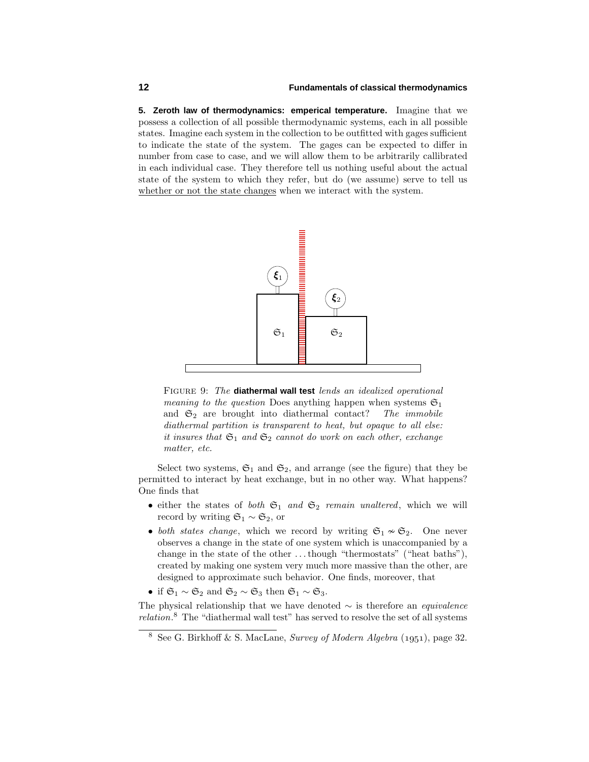**5. Zeroth law of thermodynamics: emperical temperature.** Imagine that we possess a collection of all possible thermodynamic systems, each in all possible states. Imagine each system in the collection to be outfitted with gages sufficient to indicate the state of the system. The gages can be expected to differ in number from case to case, and we will allow them to be arbitrarily callibrated in each individual case. They therefore tell us nothing useful about the actual state of the system to which they refer, but do (we assume) serve to tell us whether or not the state changes when we interact with the system.

FIGURE 9: *The* **diathermal wall test** *lends an idealized operational meaning to the question* Does anything happen when systems $\mathfrak{S}_1$ and $\mathfrak{S}_2$ are brought into diathermal contact? *The immobile diathermal partition is transparent to heat, but opaque to all else: it insures that $\mathfrak{S}_1$ and $\mathfrak{S}_2$ cannot do work on each other, exchange matter, etc.*

Select two systems, $\mathfrak{S}_1$ and $\mathfrak{S}_2$, and arrange (see the figure) that they be permitted to interact by heat exchange, but in no other way. What happens? One finds that

- either the states of *both $\mathfrak{S}_1$ and $\mathfrak{S}_2$ remain unaltered*, which we will record by writing $\mathfrak{S}_1 \sim \mathfrak{S}_2$, or
- *both states change*, which we record by writing $\mathfrak{S}_1 \nsim \mathfrak{S}_2$. One never observes a change in the state of one system which is unaccompanied by a change in the state of the other ... though "thermostats" ("heat baths"), created by making one system very much more massive than the other, are designed to approximate such behavior. One finds, moreover, that
- if $\mathfrak{S}_1 \sim \mathfrak{S}_2$ and $\mathfrak{S}_2 \sim \mathfrak{S}_3$ then $\mathfrak{S}_1 \sim \mathfrak{S}_3$.

The physical relationship that we have denoted $\sim$ is therefore an *equivalence relation*.[8] The "diathermal wall test" has served to resolve the set of all systems

[8] See G. Birkhoff & S. MacLane, *Survey of Modern Algebra* (1951), page 32.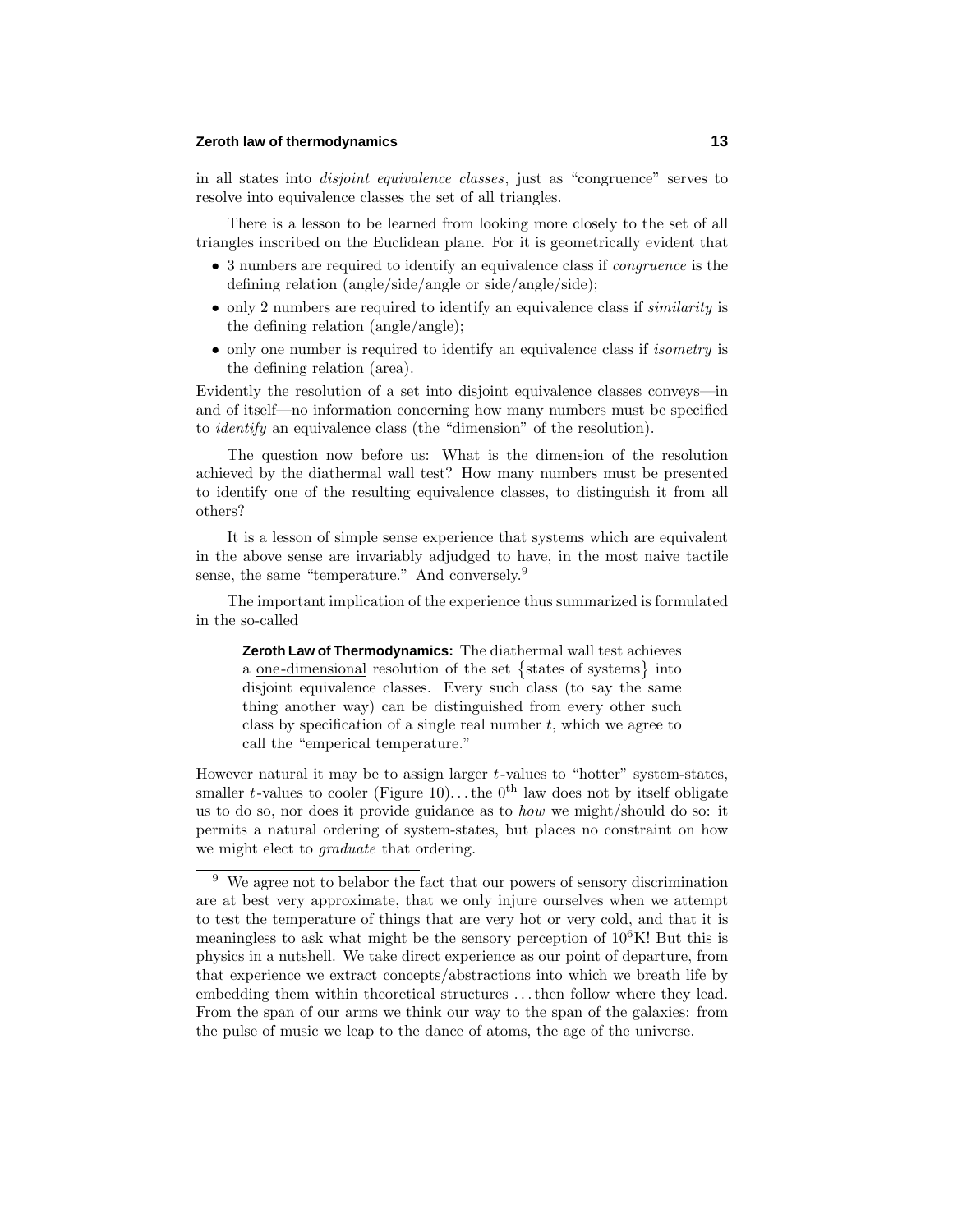in all states into *disjoint equivalence classes*, just as "congruence" serves to resolve into equivalence classes the set of all triangles.

There is a lesson to be learned from looking more closely to the set of all triangles inscribed on the Euclidean plane. For it is geometrically evident that

- 3 numbers are required to identify an equivalence class if *congruence* is the defining relation (angle/side/angle or side/angle/side);
- only 2 numbers are required to identify an equivalence class if *similarity* is the defining relation (angle/angle);
- only one number is required to identify an equivalence class if *isometry* is the defining relation (area).

Evidently the resolution of a set into disjoint equivalence classes conveys—in and of itself—no information concerning how many numbers must be specified to *identify* an equivalence class (the "dimension" of the resolution).

The question now before us: What is the dimension of the resolution achieved by the diathermal wall test? How many numbers must be presented to identify one of the resulting equivalence classes, to distinguish it from all others?

It is a lesson of simple sense experience that systems which are equivalent in the above sense are invariably adjudged to have, in the most naive tactile sense, the same "temperature." And conversely.[9]

The important implication of the experience thus summarized is formulated in the so-called

> **Zeroth Law of Thermodynamics:** The diathermal wall test achieves a <u>one-dimensional</u> resolution of the set $\{\text{states of systems}\}$ into disjoint equivalence classes. Every such class (to say the same thing another way) can be distinguished from every other such class by specification of a single real number $t$, which we agree to call the "emperical temperature."

However natural it may be to assign larger $t$-values to "hotter" system-states, smaller $t$-values to cooler (Figure 10)... the $0^{\text{th}}$ law does not by itself obligate us to do so, nor does it provide guidance as to *how* we might/should do so: it permits a natural ordering of system-states, but places no constraint on how we might elect to *graduate* that ordering.

---

[9] We agree not to belabor the fact that our powers of sensory discrimination are at best very approximate, that we only injure ourselves when we attempt to test the temperature of things that are very hot or very cold, and that it is meaningless to ask what might be the sensory perception of $10^6$K! But this is physics in a nutshell. We take direct experience as our point of departure, from that experience we extract concepts/abstractions into which we breath life by embedding them within theoretical structures ... then follow where they lead. From the span of our arms we think our way to the span of the galaxies: from the pulse of music we leap to the dance of atoms, the age of the universe.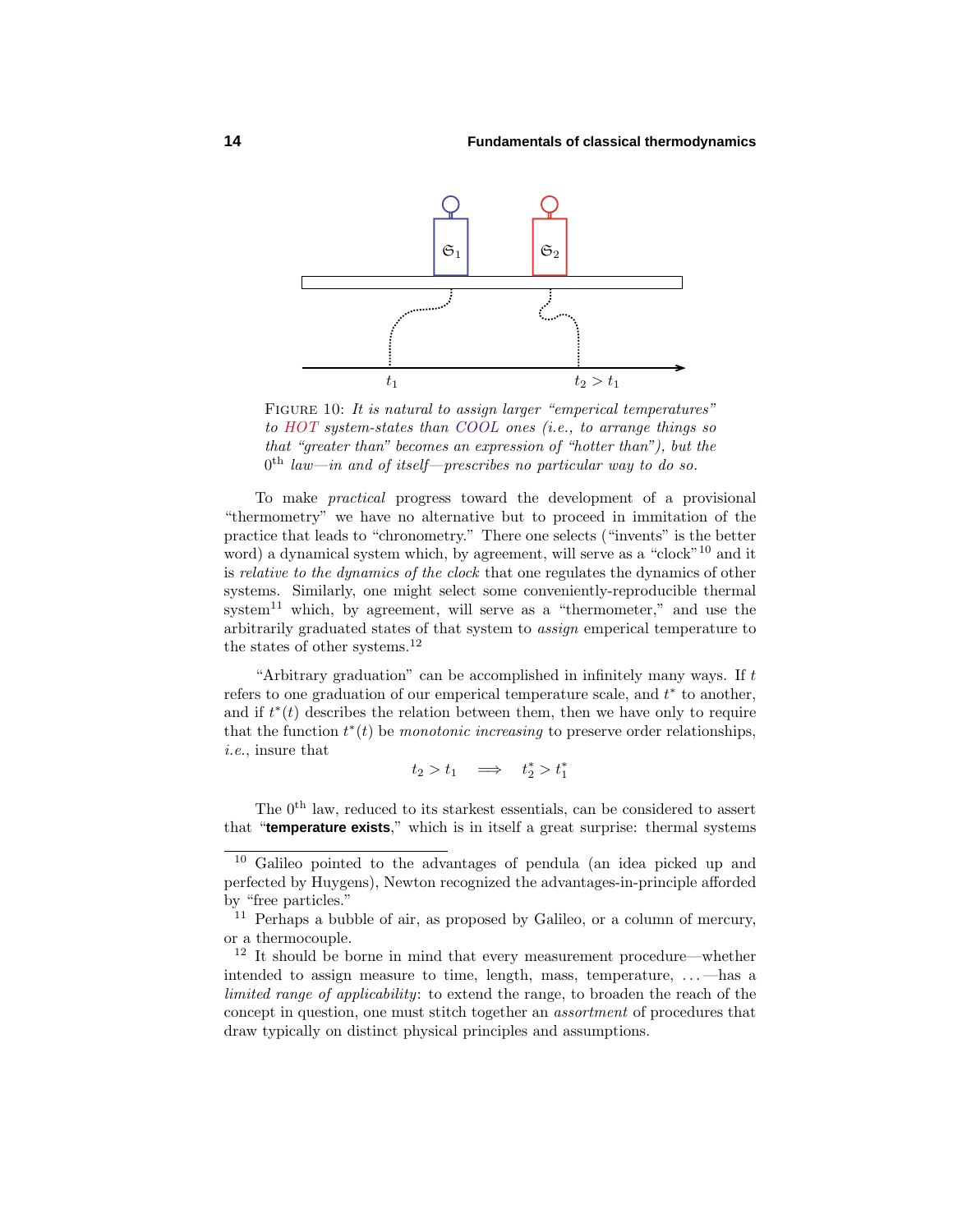FIGURE 10: *It is natural to assign larger "emperical temperatures" to HOT system-states than COOL ones (i.e., to arrange things so that "greater than" becomes an expression of "hotter than"), but the* $0^{\text{th}}$ *law—in and of itself—prescribes no particular way to do so.*

To make *practical* progress toward the development of a provisional "thermometry" we have no alternative but to proceed in immitation of the practice that leads to "chronometry." There one selects ("invents" is the better word) a dynamical system which, by agreement, will serve as a "clock"[10] and it is *relative to the dynamics of the clock* that one regulates the dynamics of other systems. Similarly, one might select some conveniently-reproducible thermal system[11] which, by agreement, will serve as a "thermometer," and use the arbitrarily graduated states of that system to *assign* emperical temperature to the states of other systems.[12]

"Arbitrary graduation" can be accomplished in infinitely many ways. If $t$ refers to one graduation of our emperical temperature scale, and $t^*$ to another, and if $t^*(t)$ describes the relation between them, then we have only to require that the function $t^*(t)$ be *monotonic increasing* to preserve order relationships, *i.e.*, insure that

$$t_2 > t_1 \quad \Longrightarrow \quad t_2^* > t_1^*$$

The $0^{\text{th}}$ law, reduced to its starkest essentials, can be considered to assert that "**temperature exists**," which is in itself a great surprise: thermal systems

[10] Galileo pointed to the advantages of pendula (an idea picked up and perfected by Huygens), Newton recognized the advantages-in-principle afforded by "free particles."

[11] Perhaps a bubble of air, as proposed by Galileo, or a column of mercury, or a thermocouple.

[12] It should be borne in mind that every measurement procedure—whether intended to assign measure to time, length, mass, temperature, ...—has a *limited range of applicability*: to extend the range, to broaden the reach of the concept in question, one must stitch together an *assortment* of procedures that draw typically on distinct physical principles and assumptions.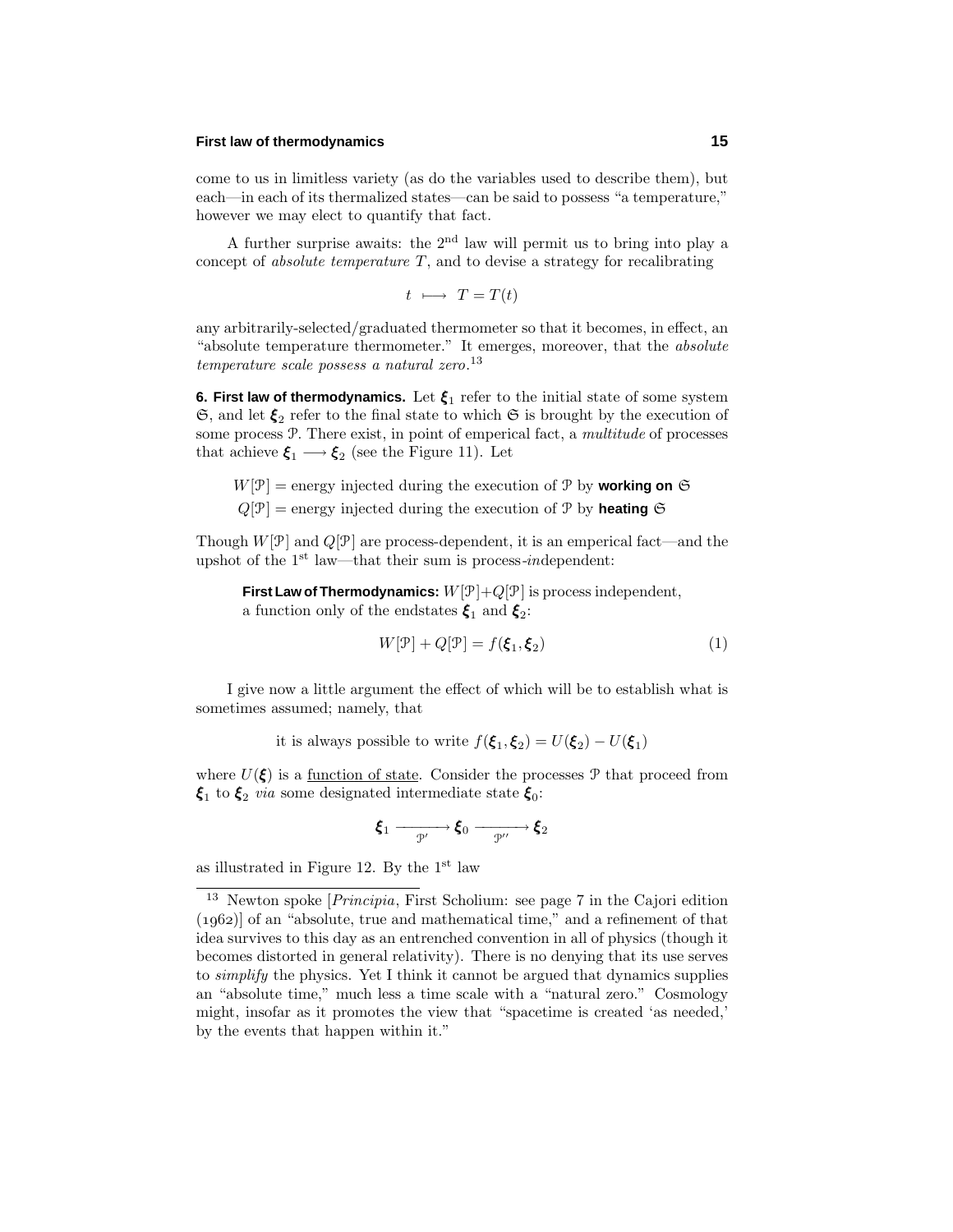come to us in limitless variety (as do the variables used to describe them), but each—in each of its thermalized states—can be said to possess "a temperature," however we may elect to quantify that fact.

A further surprise awaits: the 2[nd] law will permit us to bring into play a concept of *absolute temperature* $T$, and to devise a strategy for recalibrating

$$t \longmapsto T = T(t)$$

any arbitrarily-selected/graduated thermometer so that it becomes, in effect, an "absolute temperature thermometer." It emerges, moreover, that the *absolute temperature scale possess a natural zero*.[13]

**6. First law of thermodynamics.** Let $\boldsymbol{\xi}_1$ refer to the initial state of some system $\mathfrak{S}$, and let $\boldsymbol{\xi}_2$ refer to the final state to which $\mathfrak{S}$ is brought by the execution of some process $\mathcal{P}$. There exist, in point of emperical fact, a *multitude* of processes that achieve $\boldsymbol{\xi}_1 \longrightarrow \boldsymbol{\xi}_2$ (see the Figure 11). Let

$W[\mathcal{P}]$ = energy injected during the execution of $\mathcal{P}$ by **working on** $\mathfrak{S}$

$Q[\mathcal{P}]$ = energy injected during the execution of $\mathcal{P}$ by **heating** $\mathfrak{S}$

Though $W[\mathcal{P}]$ and $Q[\mathcal{P}]$ are process-dependent, it is an emperical fact—and the upshot of the 1[st] law—that their sum is process-*in*dependent:

> **First Law of Thermodynamics:** $W[\mathcal{P}]+Q[\mathcal{P}]$ is process independent, a function only of the endstates $\boldsymbol{\xi}_1$ and $\boldsymbol{\xi}_2$:
>
> $$W[\mathcal{P}] + Q[\mathcal{P}] = f(\boldsymbol{\xi}_1, \boldsymbol{\xi}_2) \tag{1}$$

I give now a little argument the effect of which will be to establish what is sometimes assumed; namely, that

it is always possible to write $f(\boldsymbol{\xi}_1, \boldsymbol{\xi}_2) = U(\boldsymbol{\xi}_2) - U(\boldsymbol{\xi}_1)$

where $U(\boldsymbol{\xi})$ is a function of state. Consider the processes $\mathcal{P}$ that proceed from $\boldsymbol{\xi}_1$ to $\boldsymbol{\xi}_2$ *via* some designated intermediate state $\boldsymbol{\xi}_0$:

$$\boldsymbol{\xi}_1 \xrightarrow[\mathcal{P}']{} \boldsymbol{\xi}_0 \xrightarrow[\mathcal{P}'']{} \boldsymbol{\xi}_2$$

as illustrated in Figure 12. By the 1[st] law

---

[13] Newton spoke [*Principia*, First Scholium: see page 7 in the Cajori edition (1962)] of an "absolute, true and mathematical time," and a refinement of that idea survives to this day as an entrenched convention in all of physics (though it becomes distorted in general relativity). There is no denying that its use serves to *simplify* the physics. Yet I think it cannot be argued that dynamics supplies an "absolute time," much less a time scale with a "natural zero." Cosmology might, insofar as it promotes the view that "spacetime is created 'as needed,' by the events that happen within it."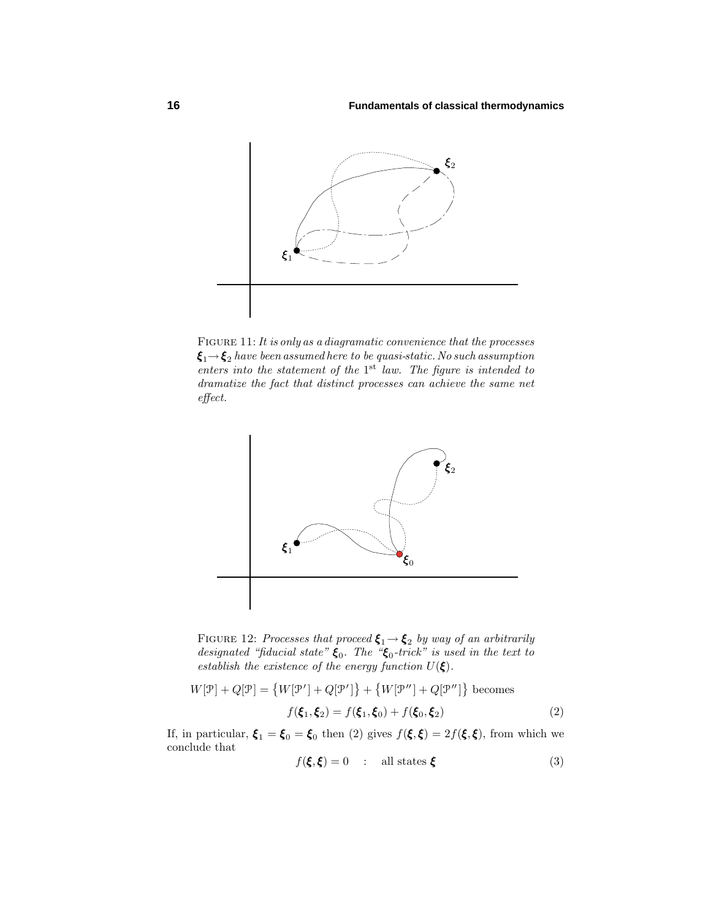FIGURE 11: *It is only as a diagramatic convenience that the processes* $\boldsymbol{\xi}_1 \rightarrow \boldsymbol{\xi}_2$ *have been assumed here to be quasi-static. No such assumption enters into the statement of the* $1^{\text{st}}$ *law. The figure is intended to dramatize the fact that distinct processes can achieve the same net effect.*

FIGURE 12: *Processes that proceed* $\boldsymbol{\xi}_1 \rightarrow \boldsymbol{\xi}_2$ *by way of an arbitrarily designated "fiducial state"* $\boldsymbol{\xi}_0$*. The "*$\boldsymbol{\xi}_0$*-trick" is used in the text to establish the existence of the energy function* $U(\boldsymbol{\xi})$*.*

$$W[\mathcal{P}] + Q[\mathcal{P}] = \big\{W[\mathcal{P}'] + Q[\mathcal{P}']\big\} + \big\{W[\mathcal{P}''] + Q[\mathcal{P}'']\big\} \text{ becomes}$$

$$f(\boldsymbol{\xi}_1, \boldsymbol{\xi}_2) = f(\boldsymbol{\xi}_1, \boldsymbol{\xi}_0) + f(\boldsymbol{\xi}_0, \boldsymbol{\xi}_2) \tag{2}$$

If, in particular, $\boldsymbol{\xi}_1 = \boldsymbol{\xi}_0 = \boldsymbol{\xi}_0$ then (2) gives $f(\boldsymbol{\xi}, \boldsymbol{\xi}) = 2f(\boldsymbol{\xi}, \boldsymbol{\xi})$, from which we conclude that

$$f(\boldsymbol{\xi}, \boldsymbol{\xi}) = 0 \quad : \quad \text{all states } \boldsymbol{\xi} \tag{3}$$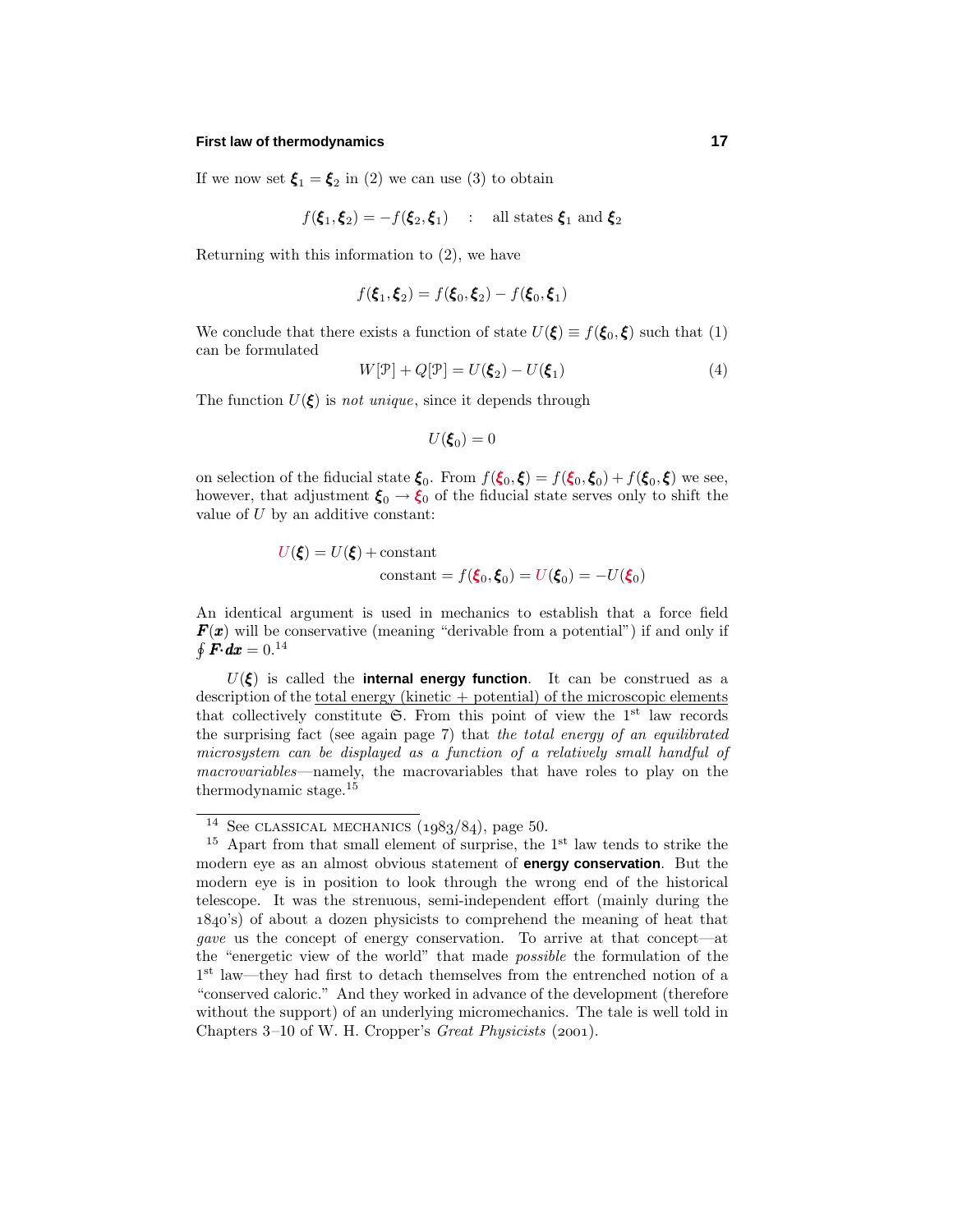If we now set $\boldsymbol{\xi}_1 = \boldsymbol{\xi}_2$ in (2) we can use (3) to obtain

$$f(\boldsymbol{\xi}_1, \boldsymbol{\xi}_2) = -f(\boldsymbol{\xi}_2, \boldsymbol{\xi}_1) \quad : \quad \text{all states } \boldsymbol{\xi}_1 \text{ and } \boldsymbol{\xi}_2$$

Returning with this information to (2), we have

$$f(\boldsymbol{\xi}_1, \boldsymbol{\xi}_2) = f(\boldsymbol{\xi}_0, \boldsymbol{\xi}_2) - f(\boldsymbol{\xi}_0, \boldsymbol{\xi}_1)$$

We conclude that there exists a function of state $U(\boldsymbol{\xi}) \equiv f(\boldsymbol{\xi}_0, \boldsymbol{\xi})$ such that (1) can be formulated

$$W[\mathcal{P}] + Q[\mathcal{P}] = U(\boldsymbol{\xi}_2) - U(\boldsymbol{\xi}_1) \tag{4}$$

The function $U(\boldsymbol{\xi})$ is *not unique*, since it depends through

$$U(\boldsymbol{\xi}_0) = 0$$

on selection of the fiducial state $\boldsymbol{\xi}_0$. From $f(\boldsymbol{\xi}_0, \boldsymbol{\xi}) = f(\boldsymbol{\xi}_0, \boldsymbol{\xi}_0) + f(\boldsymbol{\xi}_0, \boldsymbol{\xi})$ we see, however, that adjustment $\boldsymbol{\xi}_0 \rightarrow \boldsymbol{\xi}_0$ of the fiducial state serves only to shift the value of $U$ by an additive constant:

$$\begin{aligned} U(\boldsymbol{\xi}) &= U(\boldsymbol{\xi}) + \text{constant} \\ &\qquad \text{constant} = f(\boldsymbol{\xi}_0, \boldsymbol{\xi}_0) = U(\boldsymbol{\xi}_0) = -U(\boldsymbol{\xi}_0) \end{aligned}$$

An identical argument is used in mechanics to establish that a force field $\boldsymbol{F}(\boldsymbol{x})$ will be conservative (meaning "derivable from a potential") if and only if $\oint \boldsymbol{F}\cdot d\boldsymbol{x} = 0$.[14]

$U(\boldsymbol{\xi})$ is called the **internal energy function**. It can be construed as a description of the total energy (kinetic + potential) of the microscopic elements that collectively constitute $\mathfrak{S}$. From this point of view the 1st law records the surprising fact (see again page 7) that *the total energy of an equilibrated microsystem can be displayed as a function of a relatively small handful of macrovariables*—namely, the macrovariables that have roles to play on the thermodynamic stage.[15]

---

[14] See CLASSICAL MECHANICS (1983/84), page 50.

[15] Apart from that small element of surprise, the 1st law tends to strike the modern eye as an almost obvious statement of **energy conservation**. But the modern eye is in position to look through the wrong end of the historical telescope. It was the strenuous, semi-independent effort (mainly during the 1840's) of about a dozen physicists to comprehend the meaning of heat that *gave* us the concept of energy conservation. To arrive at that concept—at the "energetic view of the world" that made *possible* the formulation of the 1st law—they had first to detach themselves from the entrenched notion of a "conserved caloric." And they worked in advance of the development (therefore without the support) of an underlying micromechanics. The tale is well told in Chapters 3–10 of W. H. Cropper's *Great Physicists* (2001).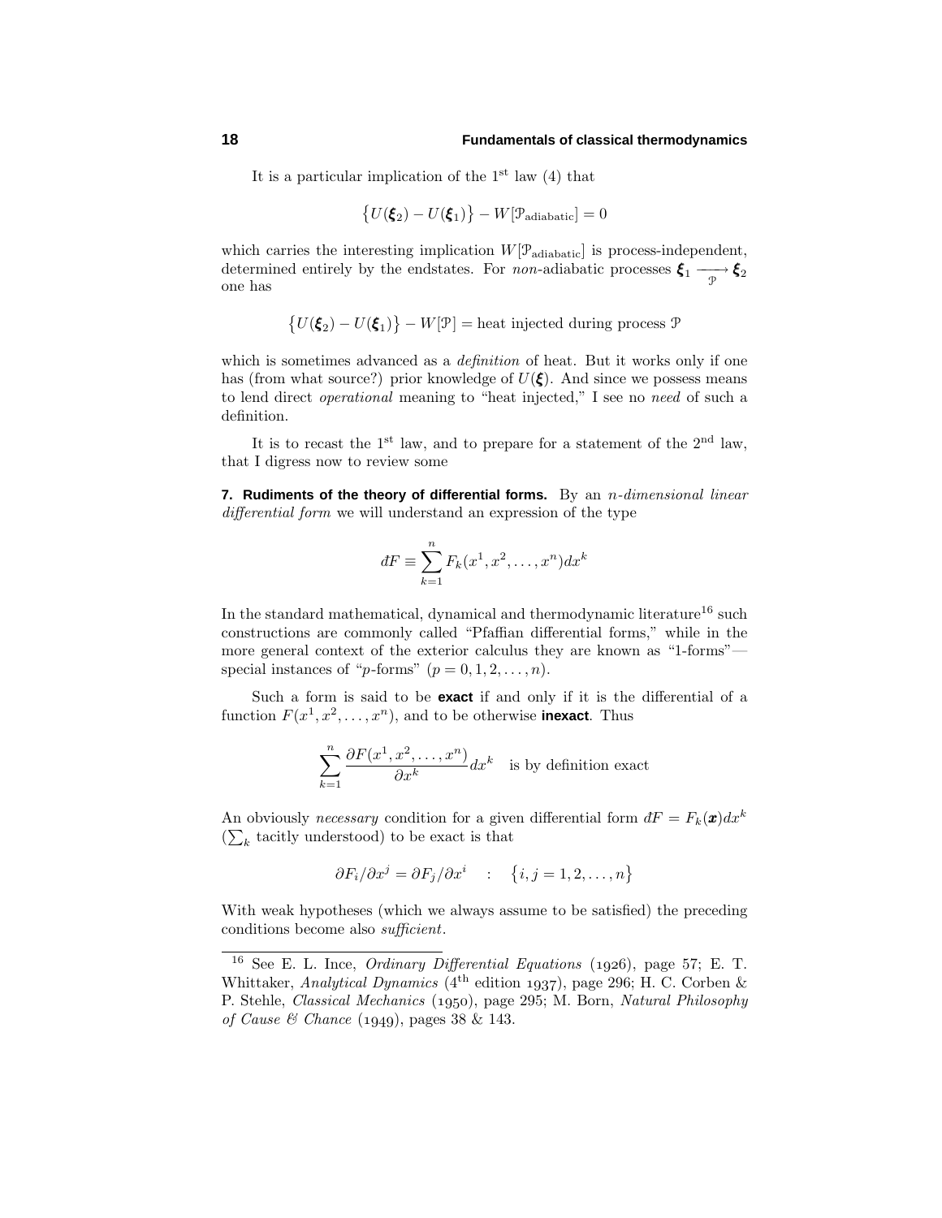It is a particular implication of the 1st law (4) that

$$\big\{U(\boldsymbol{\xi}_2) - U(\boldsymbol{\xi}_1)\big\} - W[\mathcal{P}_{\text{adiabatic}}] = 0$$

which carries the interesting implication $W[\mathcal{P}_{\text{adiabatic}}]$ is process-independent, determined entirely by the endstates. For *non*-adiabatic processes $\boldsymbol{\xi}_1 \xrightarrow[\mathcal{P}]{} \boldsymbol{\xi}_2$ one has

$$\big\{U(\boldsymbol{\xi}_2) - U(\boldsymbol{\xi}_1)\big\} - W[\mathcal{P}] = \text{heat injected during process } \mathcal{P}$$

which is sometimes advanced as a *definition* of heat. But it works only if one has (from what source?) prior knowledge of $U(\boldsymbol{\xi})$. And since we possess means to lend direct *operational* meaning to "heat injected," I see no *need* of such a definition.

It is to recast the 1st law, and to prepare for a statement of the 2nd law, that I digress now to review some

**7. Rudiments of the theory of differential forms.** By an *n-dimensional linear differential form* we will understand an expression of the type

$$dF \equiv \sum_{k=1}^{n} F_k(x^1, x^2, \dots, x^n)dx^k$$

In the standard mathematical, dynamical and thermodynamic literature[16] such constructions are commonly called "Pfaffian differential forms," while in the more general context of the exterior calculus they are known as "1-forms"—special instances of "$p$-forms" $(p = 0, 1, 2, \dots, n)$.

Such a form is said to be **exact** if and only if it is the differential of a function $F(x^1, x^2, \dots, x^n)$, and to be otherwise **inexact**. Thus

$$\sum_{k=1}^{n} \frac{\partial F(x^1, x^2, \dots, x^n)}{\partial x^k} dx^k \quad \text{is by definition exact}$$

An obviously *necessary* condition for a given differential form $dF = F_k(\boldsymbol{x})dx^k$ ($\sum_k$ tacitly understood) to be exact is that

$$\partial F_i / \partial x^j = \partial F_j / \partial x^i \quad : \quad \big\{i, j = 1, 2, \dots, n\big\}$$

With weak hypotheses (which we always assume to be satisfied) the preceding conditions become also *sufficient*.

---

[16] See E. L. Ince, *Ordinary Differential Equations* (1926), page 57; E. T. Whittaker, *Analytical Dynamics* (4th edition 1937), page 296; H. C. Corben & P. Stehle, *Classical Mechanics* (1950), page 295; M. Born, *Natural Philosophy of Cause & Chance* (1949), pages 38 & 143.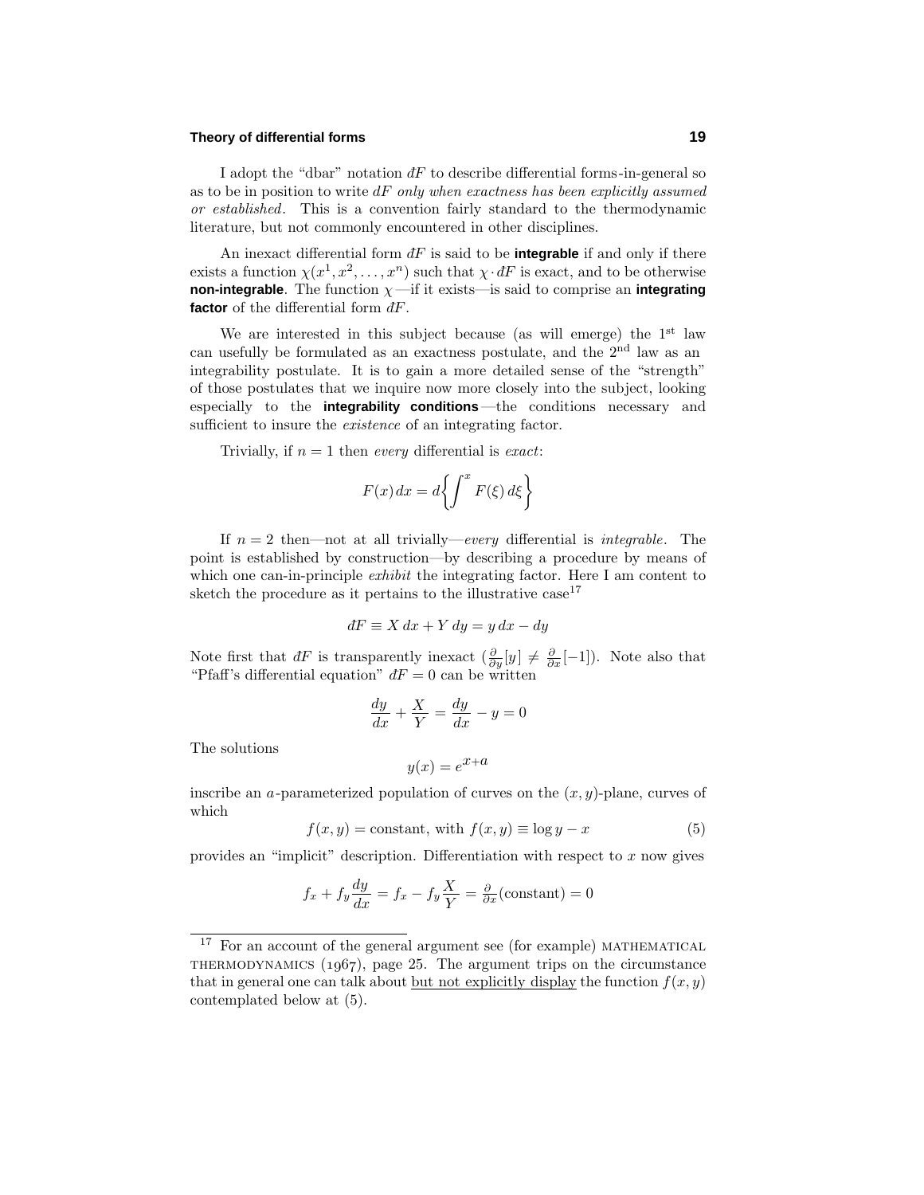I adopt the "dbar" notation $đF$ to describe differential forms-in-general so as to be in position to write $dF$ *only when exactness has been explicitly assumed or established*. This is a convention fairly standard to the thermodynamic literature, but not commonly encountered in other disciplines.

An inexact differential form $đF$ is said to be **integrable** if and only if there exists a function $\chi(x^1, x^2, \ldots, x^n)$ such that $\chi \cdot đF$ is exact, and to be otherwise **non-integrable**. The function $\chi$ —if it exists—is said to comprise an **integrating factor** of the differential form $đF$.

We are interested in this subject because (as will emerge) the 1st law can usefully be formulated as an exactness postulate, and the 2nd law as an integrability postulate. It is to gain a more detailed sense of the "strength" of those postulates that we inquire now more closely into the subject, looking especially to the **integrability conditions** —the conditions necessary and sufficient to insure the *existence* of an integrating factor.

Trivially, if $n = 1$ then *every* differential is *exact*:

$$F(x)\,dx = d\left\{\int^x F(\xi)\,d\xi\right\}$$

If $n = 2$ then—not at all trivially—*every* differential is *integrable*. The point is established by construction—by describing a procedure by means of which one can-in-principle *exhibit* the integrating factor. Here I am content to sketch the procedure as it pertains to the illustrative case[17]

$$đF \equiv X\,dx + Y\,dy = y\,dx - dy$$

Note first that $đF$ is transparently inexact ($\frac{\partial}{\partial y}[y] \neq \frac{\partial}{\partial x}[-1]$). Note also that "Pfaff's differential equation" $đF = 0$ can be written

$$\frac{dy}{dx} + \frac{X}{Y} = \frac{dy}{dx} - y = 0$$

The solutions

$$y(x) = e^{x+a}$$

inscribe an $a$-parameterized population of curves on the $(x, y)$-plane, curves of which

$$f(x, y) = \text{constant, with } f(x, y) \equiv \log y - x \tag{5}$$

provides an "implicit" description. Differentiation with respect to $x$ now gives

$$f_x + f_y \frac{dy}{dx} = f_x - f_y \frac{X}{Y} = \tfrac{\partial}{\partial x}(\text{constant}) = 0$$

---

[17] For an account of the general argument see (for example) MATHEMATICAL THERMODYNAMICS (1967), page 25. The argument trips on the circumstance that in general one can talk about but not explicitly display the function $f(x, y)$ contemplated below at (5).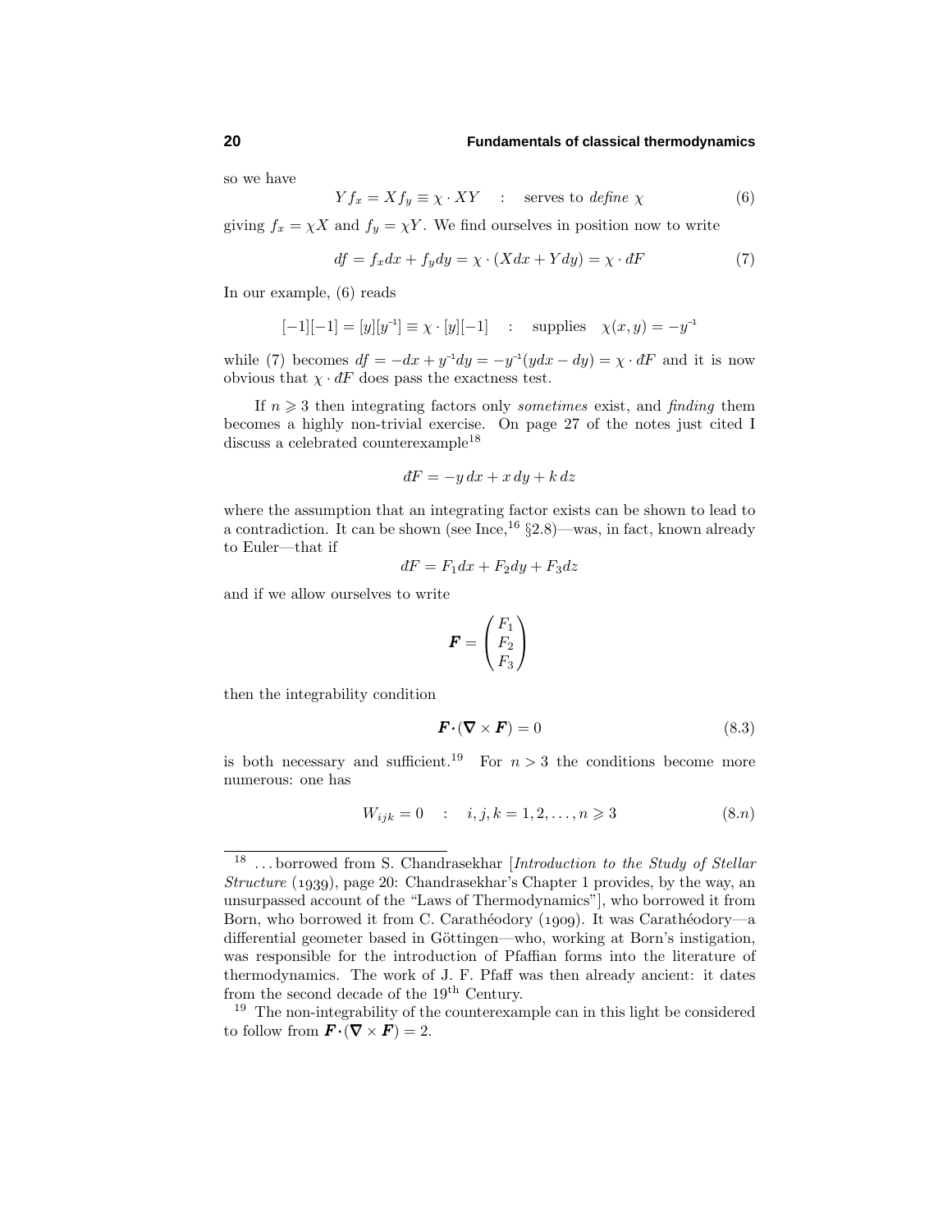so we have

$$Y f_x = X f_y \equiv \chi \cdot XY \quad : \quad \text{serves to } \textit{define } \chi \tag{6}$$

giving $f_x = \chi X$ and $f_y = \chi Y$. We find ourselves in position now to write

$$df = f_x dx + f_y dy = \chi \cdot (X dx + Y dy) = \chi \cdot đF \tag{7}$$

In our example, (6) reads

$$[-1][-1] = [y][y^{-1}] \equiv \chi \cdot [y][-1] \quad : \quad \text{supplies} \quad \chi(x,y) = -y^{-1}$$

while (7) becomes $df = -dx + y^{-1}dy = -y^{-1}(ydx - dy) = \chi \cdot đF$ and it is now obvious that $\chi \cdot đF$ does pass the exactness test.

If $n \geqslant 3$ then integrating factors only *sometimes* exist, and *finding* them becomes a highly non-trivial exercise. On page 27 of the notes just cited I discuss a celebrated counterexample[18]

$$đF = -y\,dx + x\,dy + k\,dz$$

where the assumption that an integrating factor exists can be shown to lead to a contradiction. It can be shown (see Ince,[16] §2.8)—was, in fact, known already to Euler—that if

$$đF = F_1 dx + F_2 dy + F_3 dz$$

and if we allow ourselves to write

$$\boldsymbol{F} = \begin{pmatrix} F_1 \\ F_2 \\ F_3 \end{pmatrix}$$

then the integrability condition

$$\boldsymbol{F} \cdot (\boldsymbol{\nabla} \times \boldsymbol{F}) = 0 \tag{8.3}$$

is both necessary and sufficient.[19] For $n > 3$ the conditions become more numerous: one has

$$W_{ijk} = 0 \quad : \quad i,j,k = 1,2,\ldots,n \geqslant 3 \tag{8.$n$}$$

---

[18] . . . borrowed from S. Chandrasekhar [*Introduction to the Study of Stellar Structure* (1939), page 20: Chandrasekhar's Chapter 1 provides, by the way, an unsurpassed account of the "Laws of Thermodynamics"], who borrowed it from Born, who borrowed it from C. Carathéodory (1909). It was Carathéodory—a differential geometer based in Göttingen—who, working at Born's instigation, was responsible for the introduction of Pfaffian forms into the literature of thermodynamics. The work of J. F. Pfaff was then already ancient: it dates from the second decade of the 19th Century.

[19] The non-integrability of the counterexample can in this light be considered to follow from $\boldsymbol{F} \cdot (\boldsymbol{\nabla} \times \boldsymbol{F}) = 2$.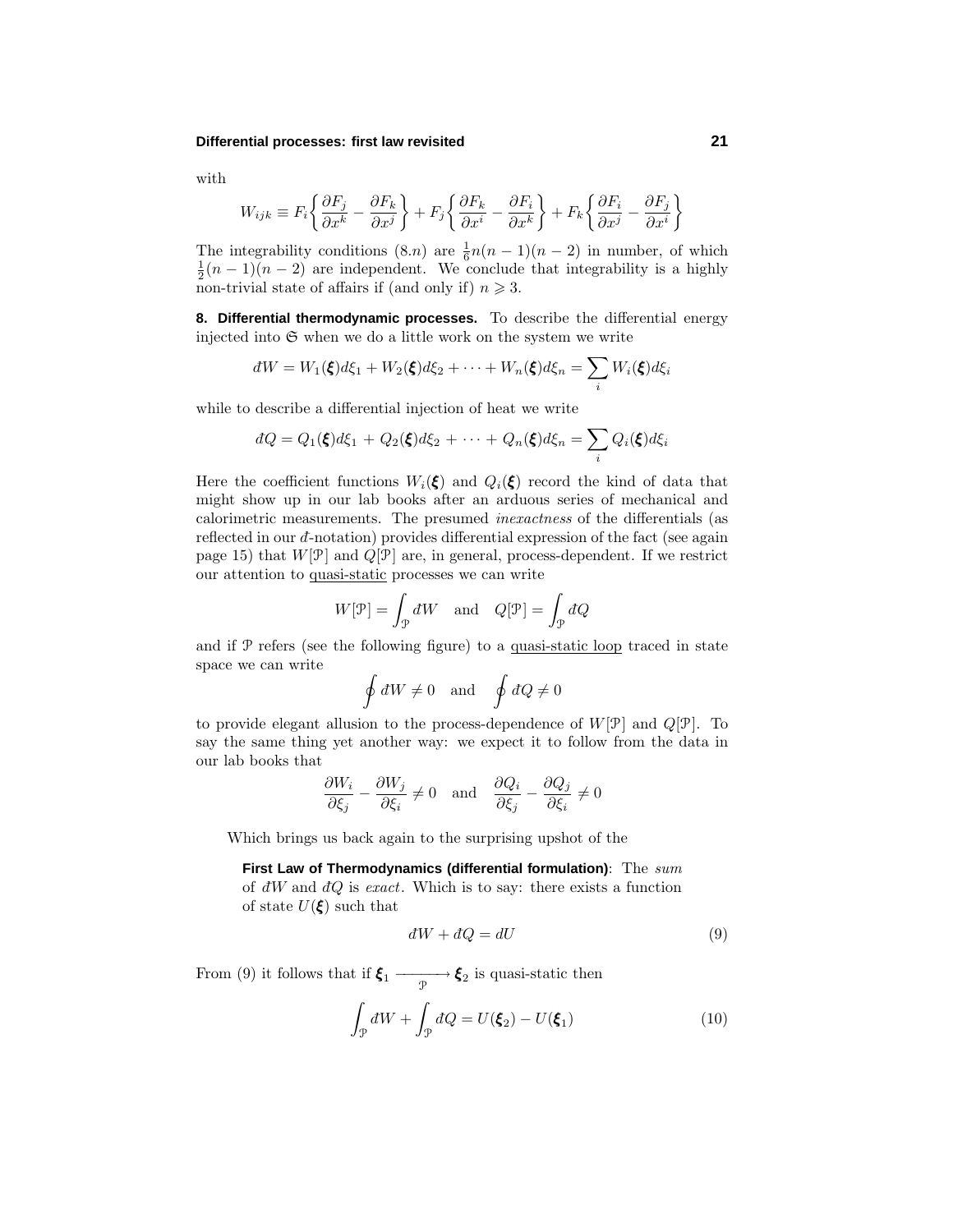with

$$W_{ijk} \equiv F_i\left\{\frac{\partial F_j}{\partial x^k} - \frac{\partial F_k}{\partial x^j}\right\} + F_j\left\{\frac{\partial F_k}{\partial x^i} - \frac{\partial F_i}{\partial x^k}\right\} + F_k\left\{\frac{\partial F_i}{\partial x^j} - \frac{\partial F_j}{\partial x^i}\right\}$$

The integrability conditions (8.$n$) are $\frac{1}{6}n(n-1)(n-2)$ in number, of which $\frac{1}{2}(n-1)(n-2)$ are independent. We conclude that integrability is a highly non-trivial state of affairs if (and only if) $n \geqslant 3$.

**8. Differential thermodynamic processes.** To describe the differential energy injected into $\mathfrak{S}$ when we do a little work on the system we write

$$đW = W_1(\boldsymbol{\xi})d\xi_1 + W_2(\boldsymbol{\xi})d\xi_2 + \cdots + W_n(\boldsymbol{\xi})d\xi_n = \sum_i W_i(\boldsymbol{\xi})d\xi_i$$

while to describe a differential injection of heat we write

$$đQ = Q_1(\boldsymbol{\xi})d\xi_1 + Q_2(\boldsymbol{\xi})d\xi_2 + \cdots + Q_n(\boldsymbol{\xi})d\xi_n = \sum_i Q_i(\boldsymbol{\xi})d\xi_i$$

Here the coefficient functions $W_i(\boldsymbol{\xi})$ and $Q_i(\boldsymbol{\xi})$ record the kind of data that might show up in our lab books after an arduous series of mechanical and calorimetric measurements. The presumed *inexactness* of the differentials (as reflected in our $đ$-notation) provides differential expression of the fact (see again page 15) that $W[\mathcal{P}]$ and $Q[\mathcal{P}]$ are, in general, process-dependent. If we restrict our attention to quasi-static processes we can write

$$W[\mathcal{P}] = \int_{\mathcal{P}} đW \quad \text{and} \quad Q[\mathcal{P}] = \int_{\mathcal{P}} đQ$$

and if $\mathcal{P}$ refers (see the following figure) to a quasi-static loop traced in state space we can write

$$\oint đW \neq 0 \quad \text{and} \quad \oint đQ \neq 0$$

to provide elegant allusion to the process-dependence of $W[\mathcal{P}]$ and $Q[\mathcal{P}]$. To say the same thing yet another way: we expect it to follow from the data in our lab books that

$$\frac{\partial W_i}{\partial \xi_j} - \frac{\partial W_j}{\partial \xi_i} \neq 0 \quad \text{and} \quad \frac{\partial Q_i}{\partial \xi_j} - \frac{\partial Q_j}{\partial \xi_i} \neq 0$$

Which brings us back again to the surprising upshot of the

**First Law of Thermodynamics (differential formulation)**: The *sum* of $đW$ and $đQ$ is *exact*. Which is to say: there exists a function of state $U(\boldsymbol{\xi})$ such that

$$đW + đQ = dU \tag{9}$$

From (9) it follows that if $\boldsymbol{\xi}_1 \xrightarrow[\mathcal{P}]{} \boldsymbol{\xi}_2$ is quasi-static then

$$\int_{\mathcal{P}} đW + \int_{\mathcal{P}} đQ = U(\boldsymbol{\xi}_2) - U(\boldsymbol{\xi}_1) \tag{10}$$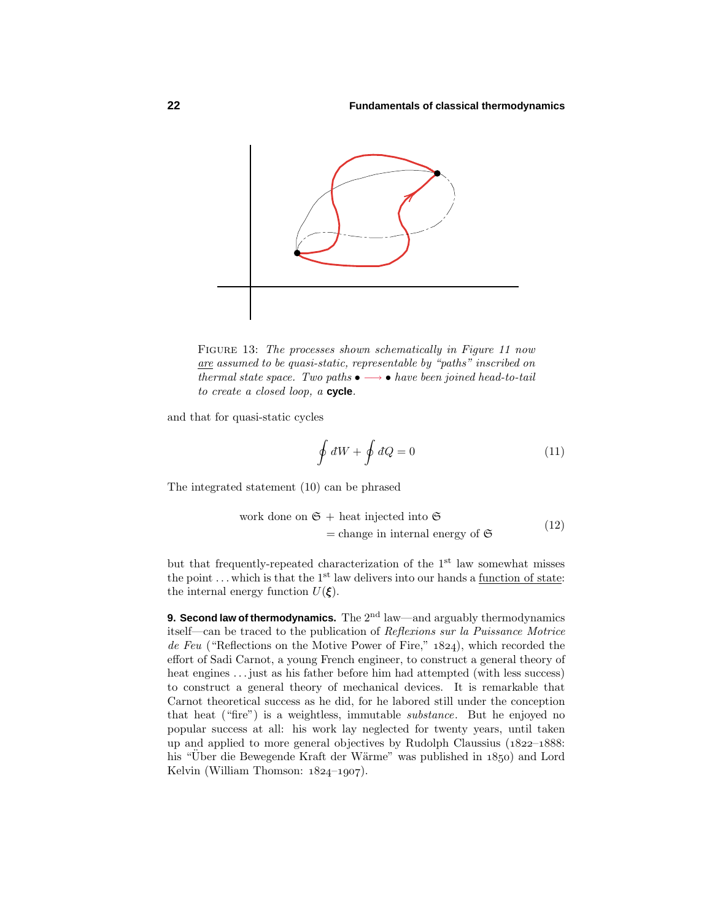FIGURE 13: *The processes shown schematically in Figure 11 now* <u>*are*</u> *assumed to be quasi-static, representable by "paths" inscribed on thermal state space. Two paths* $\bullet \longrightarrow \bullet$ *have been joined head-to-tail to create a closed loop, a* **cycle**.

and that for quasi-static cycles

$$\oint dW + \oint đQ = 0 \tag{11}$$

The integrated statement (10) can be phrased

$$\begin{aligned} &\text{work done on } \mathfrak{S} + \text{heat injected into } \mathfrak{S} \\ &\qquad = \text{change in internal energy of } \mathfrak{S} \end{aligned} \tag{12}$$

but that frequently-repeated characterization of the 1st law somewhat misses the point ...which is that the 1st law delivers into our hands a <u>function of state</u>: the internal energy function $U(\boldsymbol{\xi})$.

**9. Second law of thermodynamics.** The 2nd law—and arguably thermodynamics itself—can be traced to the publication of *Reflexions sur la Puissance Motrice de Feu* ("Reflections on the Motive Power of Fire," 1824), which recorded the effort of Sadi Carnot, a young French engineer, to construct a general theory of heat engines ...just as his father before him had attempted (with less success) to construct a general theory of mechanical devices. It is remarkable that Carnot theoretical success as he did, for he labored still under the conception that heat ("fire") is a weightless, immutable *substance*. But he enjoyed no popular success at all: his work lay neglected for twenty years, until taken up and applied to more general objectives by Rudolph Claussius (1822–1888: his "Über die Bewegende Kraft der Wärme" was published in 1850) and Lord Kelvin (William Thomson: 1824–1907).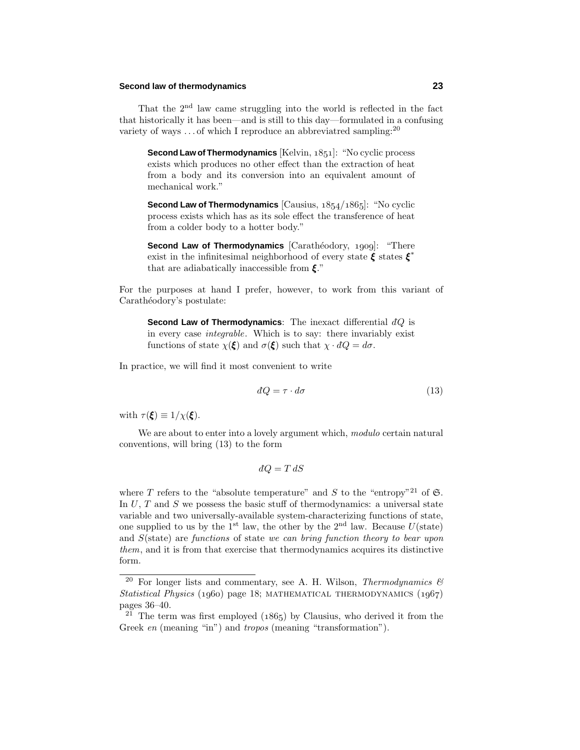That the 2nd law came struggling into the world is reflected in the fact that historically it has been—and is still to this day—formulated in a confusing variety of ways . . . of which I reproduce an abbreviatred sampling:[20]

> **Second Law of Thermodynamics** [Kelvin, 1851]: "No cyclic process exists which produces no other effect than the extraction of heat from a body and its conversion into an equivalent amount of mechanical work."

> **Second Law of Thermodynamics** [Causius, 1854/1865]: "No cyclic process exists which has as its sole effect the transference of heat from a colder body to a hotter body."

> **Second Law of Thermodynamics** [Carathéodory, 1909]: "There exist in the infinitesimal neighborhood of every state $\boldsymbol{\xi}$ states $\boldsymbol{\xi}^*$ that are adiabatically inaccessible from $\boldsymbol{\xi}$."

For the purposes at hand I prefer, however, to work from this variant of Carathéodory's postulate:

> **Second Law of Thermodynamics**: The inexact differential $đQ$ is in every case *integrable*. Which is to say: there invariably exist functions of state $\chi(\boldsymbol{\xi})$ and $\sigma(\boldsymbol{\xi})$ such that $\chi \cdot đQ = d\sigma$.

In practice, we will find it most convenient to write

$$đQ = \tau \cdot d\sigma \tag{13}$$

with $\tau(\boldsymbol{\xi}) \equiv 1/\chi(\boldsymbol{\xi})$.

We are about to enter into a lovely argument which, *modulo* certain natural conventions, will bring (13) to the form

$$đQ = T\,dS$$

where $T$ refers to the "absolute temperature" and $S$ to the "entropy"[21] of $\mathfrak{S}$. In $U$, $T$ and $S$ we possess the basic stuff of thermodynamics: a universal state variable and two universally-available system-characterizing functions of state, one supplied to us by the 1st law, the other by the 2nd law. Because $U$(state) and $S$(state) are *functions* of state *we can bring function theory to bear upon them*, and it is from that exercise that thermodynamics acquires its distinctive form.

---

[20] For longer lists and commentary, see A. H. Wilson, *Thermodynamics & Statistical Physics* (1960) page 18; MATHEMATICAL THERMODYNAMICS (1967) pages 36–40.

[21] The term was first employed (1865) by Clausius, who derived it from the Greek *en* (meaning "in") and *tropos* (meaning "transformation").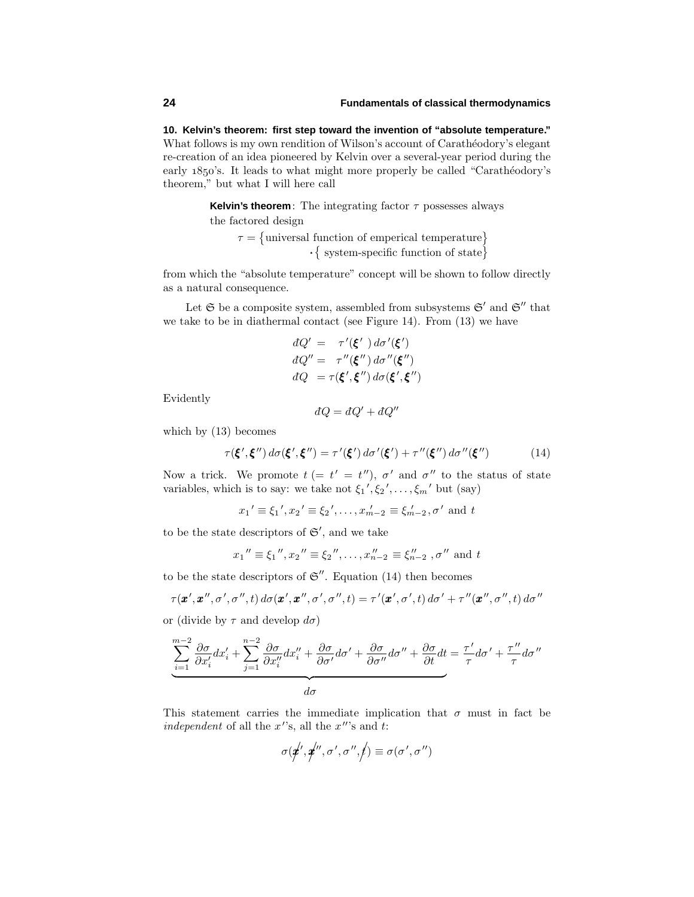## 10. Kelvin's theorem: first step toward the invention of "absolute temperature."

What follows is my own rendition of Wilson's account of Carathéodory's elegant re-creation of an idea pioneered by Kelvin over a several-year period during the early 1850's. It leads to what might more properly be called "Carathéodory's theorem," but what I will here call

> **Kelvin's theorem**: The integrating factor $\tau$ possesses always the factored design
>
> $$\tau = \big\{\text{universal function of emperical temperature}\big\} \cdot \big\{\text{ system-specific function of state}\big\}$$

from which the "absolute temperature" concept will be shown to follow directly as a natural consequence.

Let $\mathfrak{S}$ be a composite system, assembled from subsystems $\mathfrak{S}'$ and $\mathfrak{S}''$ that we take to be in diathermal contact (see Figure 14). From (13) we have

$$\begin{aligned}
\text{đ}Q' &= \ \ \tau'(\boldsymbol{\xi}'\ )\,d\sigma'(\boldsymbol{\xi}')\\
\text{đ}Q'' &= \ \ \tau''(\boldsymbol{\xi}'')\,d\sigma''(\boldsymbol{\xi}'')\\
\text{đ}Q\ \ &= \tau(\boldsymbol{\xi}',\boldsymbol{\xi}'')\,d\sigma(\boldsymbol{\xi}',\boldsymbol{\xi}'')
\end{aligned}$$

Evidently

$$\text{đ}Q = \text{đ}Q' + \text{đ}Q''$$

which by (13) becomes

$$\tau(\boldsymbol{\xi}',\boldsymbol{\xi}'')\,d\sigma(\boldsymbol{\xi}',\boldsymbol{\xi}'') = \tau'(\boldsymbol{\xi}')\,d\sigma'(\boldsymbol{\xi}') + \tau''(\boldsymbol{\xi}'')\,d\sigma''(\boldsymbol{\xi}'') \tag{14}$$

Now a trick. We promote $t\ (=\ t' = t'')$, $\sigma'$ and $\sigma''$ to the status of state variables, which is to say: we take not ${\xi_1}', {\xi_2}', \ldots, {\xi_m}'$ but (say)

$${x_1}' \equiv {\xi_1}', {x_2}' \equiv {\xi_2}', \ldots, x'_{m-2} \equiv \xi'_{m-2}, \sigma' \text{ and } t$$

to be the state descriptors of $\mathfrak{S}'$, and we take

$${x_1}'' \equiv {\xi_1}'', {x_2}'' \equiv {\xi_2}'', \ldots, x''_{n-2} \equiv \xi''_{n-2}\ , \sigma'' \text{ and } t$$

to be the state descriptors of $\mathfrak{S}''$. Equation (14) then becomes

$$\tau(\boldsymbol{x}',\boldsymbol{x}'',\sigma',\sigma'',t)\,d\sigma(\boldsymbol{x}',\boldsymbol{x}'',\sigma',\sigma'',t) = \tau'(\boldsymbol{x}',\sigma',t)\,d\sigma' + \tau''(\boldsymbol{x}'',\sigma'',t)\,d\sigma''$$

or (divide by $\tau$ and develop $d\sigma$)

$$\underbrace{\sum_{i=1}^{m-2}\frac{\partial\sigma}{\partial x'_i}dx'_i + \sum_{j=1}^{n-2}\frac{\partial\sigma}{\partial x''_i}dx''_i + \frac{\partial\sigma}{\partial\sigma'}d\sigma' + \frac{\partial\sigma}{\partial\sigma''}d\sigma'' + \frac{\partial\sigma}{\partial t}dt}_{d\sigma} = \frac{\tau'}{\tau}d\sigma' + \frac{\tau''}{\tau}d\sigma''$$

This statement carries the immediate implication that $\sigma$ must in fact be *independent* of all the $x'$'s, all the $x''$'s and $t$:

$$\sigma(\not{\boldsymbol{x}}',\not{\boldsymbol{x}}'',\sigma',\sigma'',\not{t}) \equiv \sigma(\sigma',\sigma'')$$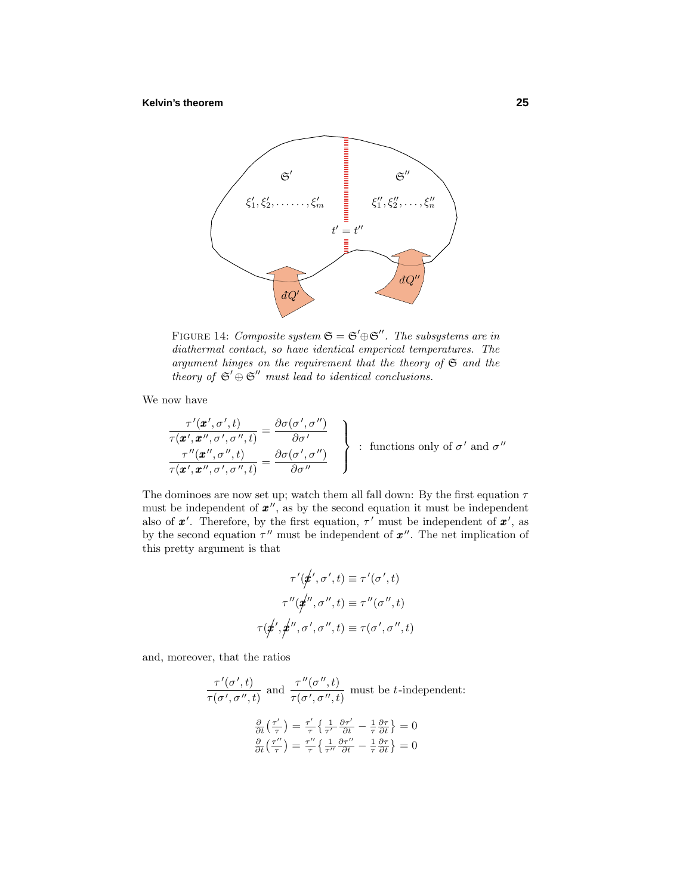FIGURE 14: *Composite system $\mathfrak{S} = \mathfrak{S}'\oplus\mathfrak{S}''$. The subsystems are in diathermal contact, so have identical emperical temperatures. The argument hinges on the requirement that the theory of $\mathfrak{S}$ and the theory of $\mathfrak{S}'\oplus\mathfrak{S}''$ must lead to identical conclusions.*

We now have

$$\left.\begin{aligned}\frac{\tau'(\boldsymbol{x}',\sigma',t)}{\tau(\boldsymbol{x}',\boldsymbol{x}'',\sigma',\sigma'',t)} &= \frac{\partial\sigma(\sigma',\sigma'')}{\partial\sigma'}\\ \frac{\tau''(\boldsymbol{x}'',\sigma'',t)}{\tau(\boldsymbol{x}',\boldsymbol{x}'',\sigma',\sigma'',t)} &= \frac{\partial\sigma(\sigma',\sigma'')}{\partial\sigma''}\end{aligned}\right\} : \text{ functions only of } \sigma' \text{ and } \sigma''$$

The dominoes are now set up; watch them all fall down: By the first equation $\tau$ must be independent of $\boldsymbol{x}''$, as by the second equation it must be independent also of $\boldsymbol{x}'$. Therefore, by the first equation, $\tau'$ must be independent of $\boldsymbol{x}'$, as by the second equation $\tau''$ must be independent of $\boldsymbol{x}''$. The net implication of this pretty argument is that

$$\begin{aligned}\tau'(\not{\boldsymbol{x}}',\sigma',t) &\equiv \tau'(\sigma',t)\\ \tau''(\not{\boldsymbol{x}}'',\sigma'',t) &\equiv \tau''(\sigma'',t)\\ \tau(\not{\boldsymbol{x}}',\not{\boldsymbol{x}}'',\sigma',\sigma'',t) &\equiv \tau(\sigma',\sigma'',t)\end{aligned}$$

and, moreover, that the ratios

$$\frac{\tau'(\sigma',t)}{\tau(\sigma',\sigma'',t)} \text{ and } \frac{\tau''(\sigma'',t)}{\tau(\sigma',\sigma'',t)} \text{ must be } t\text{-independent:}$$

$$\begin{aligned}\tfrac{\partial}{\partial t}\big(\tfrac{\tau'}{\tau}\big) &= \tfrac{\tau'}{\tau}\big\{\tfrac{1}{\tau'}\tfrac{\partial\tau'}{\partial t} - \tfrac{1}{\tau}\tfrac{\partial\tau}{\partial t}\big\} = 0\\ \tfrac{\partial}{\partial t}\big(\tfrac{\tau''}{\tau}\big) &= \tfrac{\tau''}{\tau}\big\{\tfrac{1}{\tau''}\tfrac{\partial\tau''}{\partial t} - \tfrac{1}{\tau}\tfrac{\partial\tau}{\partial t}\big\} = 0\end{aligned}$$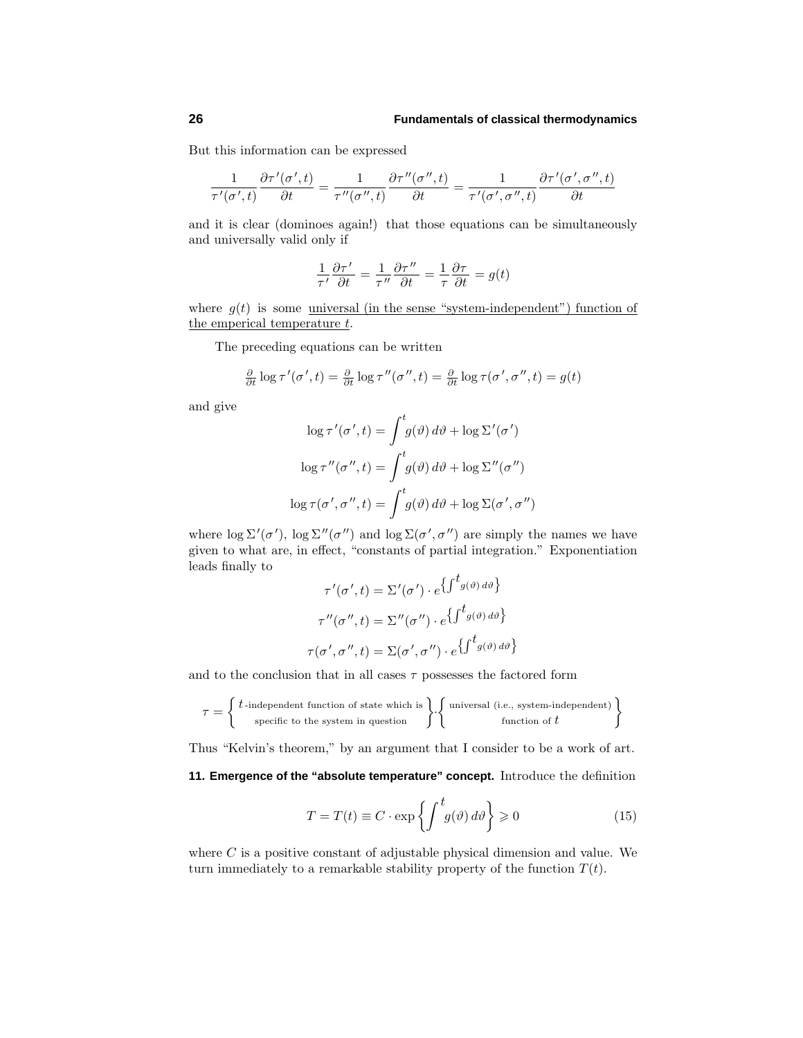But this information can be expressed

$$\frac{1}{\tau'(\sigma',t)}\frac{\partial \tau'(\sigma',t)}{\partial t} = \frac{1}{\tau''(\sigma'',t)}\frac{\partial \tau''(\sigma'',t)}{\partial t} = \frac{1}{\tau'(\sigma',\sigma'',t)}\frac{\partial \tau'(\sigma',\sigma'',t)}{\partial t}$$

and it is clear (dominoes again!) that those equations can be simultaneously and universally valid only if

$$\frac{1}{\tau'}\frac{\partial \tau'}{\partial t} = \frac{1}{\tau''}\frac{\partial \tau''}{\partial t} = \frac{1}{\tau}\frac{\partial \tau}{\partial t} = g(t)$$

where $g(t)$ is some universal (in the sense "system-independent") function of the emperical temperature $t$.

The preceding equations can be written

$$\tfrac{\partial}{\partial t}\log \tau'(\sigma',t) = \tfrac{\partial}{\partial t}\log \tau''(\sigma'',t) = \tfrac{\partial}{\partial t}\log \tau(\sigma',\sigma'',t) = g(t)$$

and give

$$\begin{aligned}
\log \tau'(\sigma',t) &= \int^t g(\vartheta)\,d\vartheta + \log \Sigma'(\sigma') \\
\log \tau''(\sigma'',t) &= \int^t g(\vartheta)\,d\vartheta + \log \Sigma''(\sigma'') \\
\log \tau(\sigma',\sigma'',t) &= \int^t g(\vartheta)\,d\vartheta + \log \Sigma(\sigma',\sigma'')
\end{aligned}$$

where $\log \Sigma'(\sigma')$, $\log \Sigma''(\sigma'')$ and $\log \Sigma(\sigma',\sigma'')$ are simply the names we have given to what are, in effect, "constants of partial integration." Exponentiation leads finally to

$$\begin{aligned}
\tau'(\sigma',t) &= \Sigma'(\sigma') \cdot e^{\left\{\int^t g(\vartheta)\,d\vartheta\right\}} \\
\tau''(\sigma'',t) &= \Sigma''(\sigma'') \cdot e^{\left\{\int^t g(\vartheta)\,d\vartheta\right\}} \\
\tau(\sigma',\sigma'',t) &= \Sigma(\sigma',\sigma'') \cdot e^{\left\{\int^t g(\vartheta)\,d\vartheta\right\}}
\end{aligned}$$

and to the conclusion that in all cases $\tau$ possesses the factored form

$$\tau = \left\{\begin{array}{c} t\text{-independent function of state which is} \\ \text{specific to the system in question} \end{array}\right\} \cdot \left\{\begin{array}{c} \text{universal (i.e., system-independent)} \\ \text{function of } t \end{array}\right\}$$

Thus "Kelvin's theorem," by an argument that I consider to be a work of art.

**11. Emergence of the "absolute temperature" concept.** Introduce the definition

$$T = T(t) \equiv C \cdot \exp\left\{\int^t g(\vartheta)\,d\vartheta\right\} \geqslant 0 \tag{15}$$

where $C$ is a positive constant of adjustable physical dimension and value. We turn immediately to a remarkable stability property of the function $T(t)$.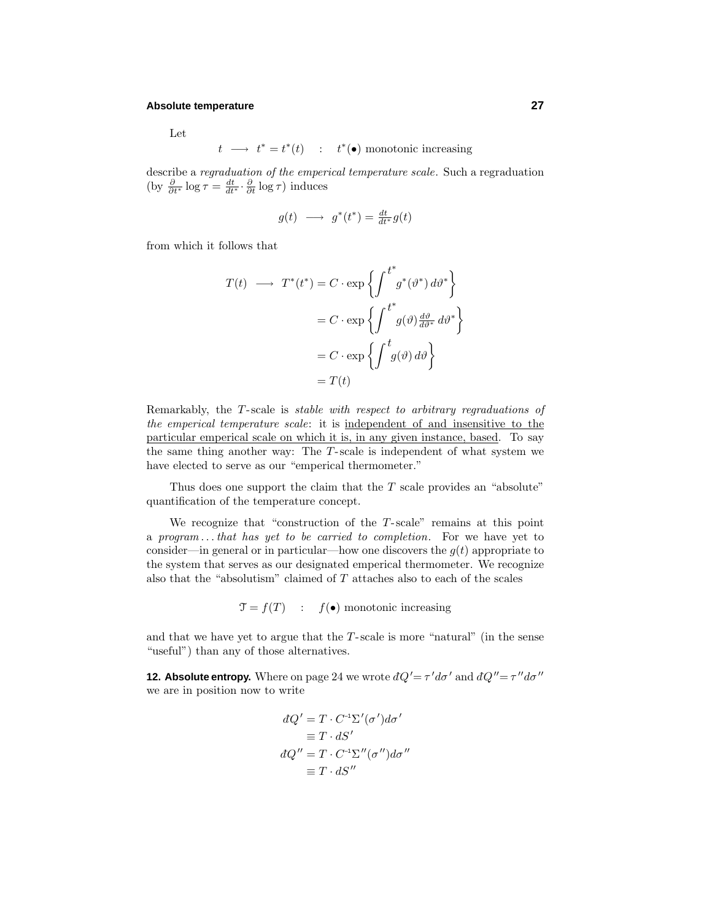Let

$$t \longrightarrow t^* = t^*(t) \quad : \quad t^*(\bullet) \text{ monotonic increasing}$$

describe a *regraduation of the emperical temperature scale*. Such a regraduation (by $\frac{\partial}{\partial t^*}\log\tau = \frac{dt}{dt^*}\cdot\frac{\partial}{\partial t}\log\tau$) induces

$$g(t) \longrightarrow g^*(t^*) = \tfrac{dt}{dt^*}g(t)$$

from which it follows that

$$\begin{aligned}
T(t) \longrightarrow T^*(t^*) &= C\cdot\exp\left\{\int^{t^*} g^*(\vartheta^*)\,d\vartheta^*\right\}\\
&= C\cdot\exp\left\{\int^{t^*} g(\vartheta)\tfrac{d\vartheta}{d\vartheta^*}\,d\vartheta^*\right\}\\
&= C\cdot\exp\left\{\int^{t} g(\vartheta)\,d\vartheta\right\}\\
&= T(t)
\end{aligned}$$

Remarkably, the $T$-scale is *stable with respect to arbitrary regraduations of the emperical temperature scale*: it is independent of and insensitive to the particular emperical scale on which it is, in any given instance, based. To say the same thing another way: The $T$-scale is independent of what system we have elected to serve as our "emperical thermometer."

Thus does one support the claim that the $T$ scale provides an "absolute" quantification of the temperature concept.

We recognize that "construction of the $T$-scale" remains at this point a *program... that has yet to be carried to completion*. For we have yet to consider—in general or in particular—how one discovers the $g(t)$ appropriate to the system that serves as our designated emperical thermometer. We recognize also that the "absolutism" claimed of $T$ attaches also to each of the scales

$$\mathcal{T} = f(T) \quad : \quad f(\bullet) \text{ monotonic increasing}$$

and that we have yet to argue that the $T$-scale is more "natural" (in the sense "useful") than any of those alternatives.

**12. Absolute entropy.** Where on page 24 we wrote $đQ' = \tau' d\sigma'$ and $đQ'' = \tau'' d\sigma''$ we are in position now to write

$$\begin{aligned}
đQ' &= T\cdot C^{-1}\Sigma'(\sigma')d\sigma'\\
&\equiv T\cdot dS'\\
đQ'' &= T\cdot C^{-1}\Sigma''(\sigma'')d\sigma''\\
&\equiv T\cdot dS''
\end{aligned}$$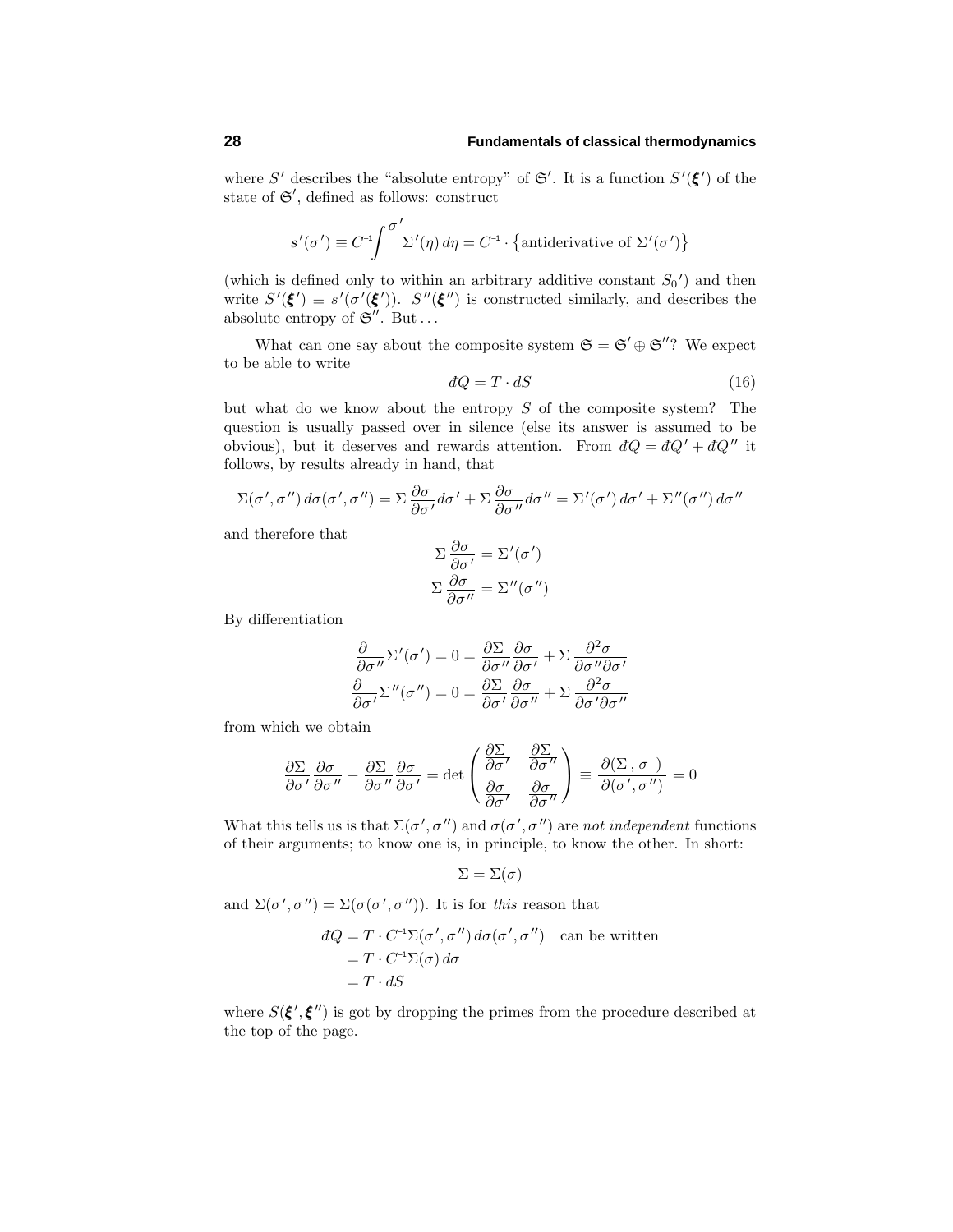where $S'$ describes the "absolute entropy" of $\mathfrak{S}'$. It is a function $S'(\boldsymbol{\xi}')$ of the state of $\mathfrak{S}'$, defined as follows: construct

$$s'(\sigma') \equiv C^{-1}\!\!\int^{\sigma'}\Sigma'(\eta)\,d\eta = C^{-1}\cdot\big\{\text{antiderivative of }\Sigma'(\sigma')\big\}$$

(which is defined only to within an arbitrary additive constant $S_0{}'$) and then write $S'(\boldsymbol{\xi}') \equiv s'(\sigma'(\boldsymbol{\xi}'))$. $S''(\boldsymbol{\xi}'')$ is constructed similarly, and describes the absolute entropy of $\mathfrak{S}''$. But ...

What can one say about the composite system $\mathfrak{S} = \mathfrak{S}' \oplus \mathfrak{S}''$? We expect to be able to write

$$đQ = T\cdot dS \tag{16}$$

but what do we know about the entropy $S$ of the composite system? The question is usually passed over in silence (else its answer is assumed to be obvious), but it deserves and rewards attention. From $đQ = đQ' + đQ''$ it follows, by results already in hand, that

$$\Sigma(\sigma',\sigma'')\,d\sigma(\sigma',\sigma'') = \Sigma\frac{\partial\sigma}{\partial\sigma'}d\sigma' + \Sigma\frac{\partial\sigma}{\partial\sigma''}d\sigma'' = \Sigma'(\sigma')\,d\sigma' + \Sigma''(\sigma'')\,d\sigma''$$

and therefore that

$$\begin{aligned}\Sigma\frac{\partial\sigma}{\partial\sigma'} &= \Sigma'(\sigma')\\ \Sigma\frac{\partial\sigma}{\partial\sigma''} &= \Sigma''(\sigma'')\end{aligned}$$

By differentiation

$$\begin{aligned}\frac{\partial}{\partial\sigma''}\Sigma'(\sigma') = 0 &= \frac{\partial\Sigma}{\partial\sigma''}\frac{\partial\sigma}{\partial\sigma'} + \Sigma\frac{\partial^2\sigma}{\partial\sigma''\partial\sigma'}\\ \frac{\partial}{\partial\sigma'}\Sigma''(\sigma'') = 0 &= \frac{\partial\Sigma}{\partial\sigma'}\frac{\partial\sigma}{\partial\sigma''} + \Sigma\frac{\partial^2\sigma}{\partial\sigma'\partial\sigma''}\end{aligned}$$

from which we obtain

$$\frac{\partial\Sigma}{\partial\sigma'}\frac{\partial\sigma}{\partial\sigma''} - \frac{\partial\Sigma}{\partial\sigma''}\frac{\partial\sigma}{\partial\sigma'} = \det\begin{pmatrix}\frac{\partial\Sigma}{\partial\sigma'} & \frac{\partial\Sigma}{\partial\sigma''}\\ \frac{\partial\sigma}{\partial\sigma'} & \frac{\partial\sigma}{\partial\sigma''}\end{pmatrix} \equiv \frac{\partial(\Sigma\,,\sigma\;\;)}{\partial(\sigma',\sigma'')} = 0$$

What this tells us is that $\Sigma(\sigma',\sigma'')$ and $\sigma(\sigma',\sigma'')$ are *not independent* functions of their arguments; to know one is, in principle, to know the other. In short:

$$\Sigma = \Sigma(\sigma)$$

and $\Sigma(\sigma',\sigma'') = \Sigma(\sigma(\sigma',\sigma''))$. It is for *this* reason that

$$\begin{aligned}đQ &= T\cdot C^{-1}\Sigma(\sigma',\sigma'')\,d\sigma(\sigma',\sigma'') \quad\text{can be written}\\ &= T\cdot C^{-1}\Sigma(\sigma)\,d\sigma\\ &= T\cdot dS\end{aligned}$$

where $S(\boldsymbol{\xi}',\boldsymbol{\xi}'')$ is got by dropping the primes from the procedure described at the top of the page.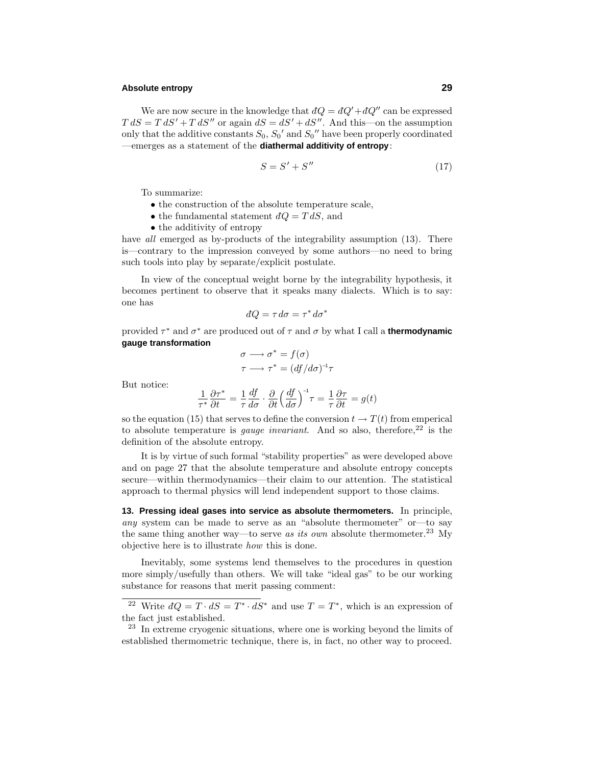We are now secure in the knowledge that $đQ = đQ' + đQ''$ can be expressed $T\,dS = T\,dS' + T\,dS''$ or again $dS = dS' + dS''$. And this—on the assumption only that the additive constants $S_0$, $S_0{}'$ and $S_0{}''$ have been properly coordinated—emerges as a statement of the **diathermal additivity of entropy**:

$$S = S' + S'' \tag{17}$$

To summarize:

- the construction of the absolute temperature scale,
- the fundamental statement $đQ = T\,dS$, and
- the additivity of entropy

have *all* emerged as by-products of the integrability assumption (13). There is—contrary to the impression conveyed by some authors—no need to bring such tools into play by separate/explicit postulate.

In view of the conceptual weight borne by the integrability hypothesis, it becomes pertinent to observe that it speaks many dialects. Which is to say: one has

$$đQ = \tau\,d\sigma = \tau^*\,d\sigma^*$$

provided $\tau^*$ and $\sigma^*$ are produced out of $\tau$ and $\sigma$ by what I call a **thermodynamic gauge transformation**

$$\begin{aligned} \sigma &\longrightarrow \sigma^* = f(\sigma) \\ \tau &\longrightarrow \tau^* = (df/d\sigma)^{-1}\tau \end{aligned}$$

But notice:

$$\frac{1}{\tau^*}\frac{\partial \tau^*}{\partial t} = \frac{1}{\tau}\frac{df}{d\sigma}\cdot\frac{\partial}{\partial t}\Big(\frac{df}{d\sigma}\Big)^{-1}\tau = \frac{1}{\tau}\frac{\partial \tau}{\partial t} = g(t)$$

so the equation (15) that serves to define the conversion $t \to T(t)$ from emperical to absolute temperature is *gauge invariant*. And so also, therefore,[22] is the definition of the absolute entropy.

It is by virtue of such formal "stability properties" as were developed above and on page 27 that the absolute temperature and absolute entropy concepts secure—within thermodynamics—their claim to our attention. The statistical approach to thermal physics will lend independent support to those claims.

**13. Pressing ideal gases into service as absolute thermometers.** In principle, *any* system can be made to serve as an "absolute thermometer" or—to say the same thing another way—to serve *as its own* absolute thermometer.[23] My objective here is to illustrate *how* this is done.

Inevitably, some systems lend themselves to the procedures in question more simply/usefully than others. We will take "ideal gas" to be our working substance for reasons that merit passing comment:

---

[22] Write $đQ = T\cdot dS = T^*\cdot dS^*$ and use $T = T^*$, which is an expression of the fact just established.

[23] In extreme cryogenic situations, where one is working beyond the limits of established thermometric technique, there is, in fact, no other way to proceed.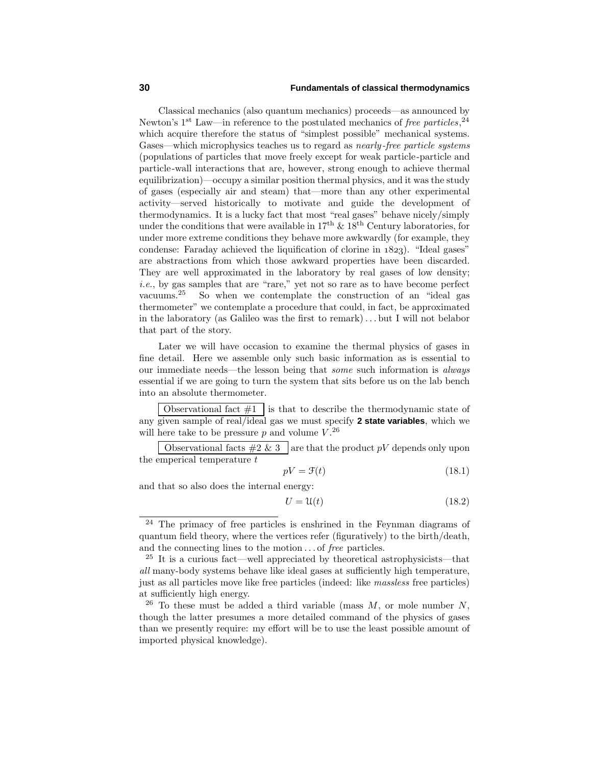Classical mechanics (also quantum mechanics) proceeds—as announced by Newton's 1st Law—in reference to the postulated mechanics of *free particles*,[24] which acquire therefore the status of "simplest possible" mechanical systems. Gases—which microphysics teaches us to regard as *nearly-free particle systems* (populations of particles that move freely except for weak particle-particle and particle-wall interactions that are, however, strong enough to achieve thermal equilibrization)—occupy a similar position thermal physics, and it was the study of gases (especially air and steam) that—more than any other experimental activity—served historically to motivate and guide the development of thermodynamics. It is a lucky fact that most "real gases" behave nicely/simply under the conditions that were available in 17th & 18th Century laboratories, for under more extreme conditions they behave more awkwardly (for example, they condense: Faraday achieved the liquification of clorine in 1823). "Ideal gases" are abstractions from which those awkward properties have been discarded. They are well approximated in the laboratory by real gases of low density; *i.e.*, by gas samples that are "rare," yet not so rare as to have become perfect vacuums.[25] So when we contemplate the construction of an "ideal gas thermometer" we contemplate a procedure that could, in fact, be approximated in the laboratory (as Galileo was the first to remark) . . . but I will not belabor that part of the story.

Later we will have occasion to examine the thermal physics of gases in fine detail. Here we assemble only such basic information as is essential to our immediate needs—the lesson being that *some* such information is *always* essential if we are going to turn the system that sits before us on the lab bench into an absolute thermometer.

Observational fact #1 is that to describe the thermodynamic state of any given sample of real/ideal gas we must specify **2 state variables**, which we will here take to be pressure $p$ and volume $V$.[26]

Observational facts #2 & 3 are that the product $pV$ depends only upon the emperical temperature $t$

$$pV = \mathcal{F}(t) \tag{18.1}$$

and that so also does the internal energy:

$$U = \mathcal{U}(t) \tag{18.2}$$

---

[24] The primacy of free particles is enshrined in the Feynman diagrams of quantum field theory, where the vertices refer (figuratively) to the birth/death, and the connecting lines to the motion . . . of *free* particles.

[25] It is a curious fact—well appreciated by theoretical astrophysicists—that *all* many-body systems behave like ideal gases at sufficiently high temperature, just as all particles move like free particles (indeed: like *massless* free particles) at sufficiently high energy.

[26] To these must be added a third variable (mass $M$, or mole number $N$, though the latter presumes a more detailed command of the physics of gases than we presently require: my effort will be to use the least possible amount of imported physical knowledge).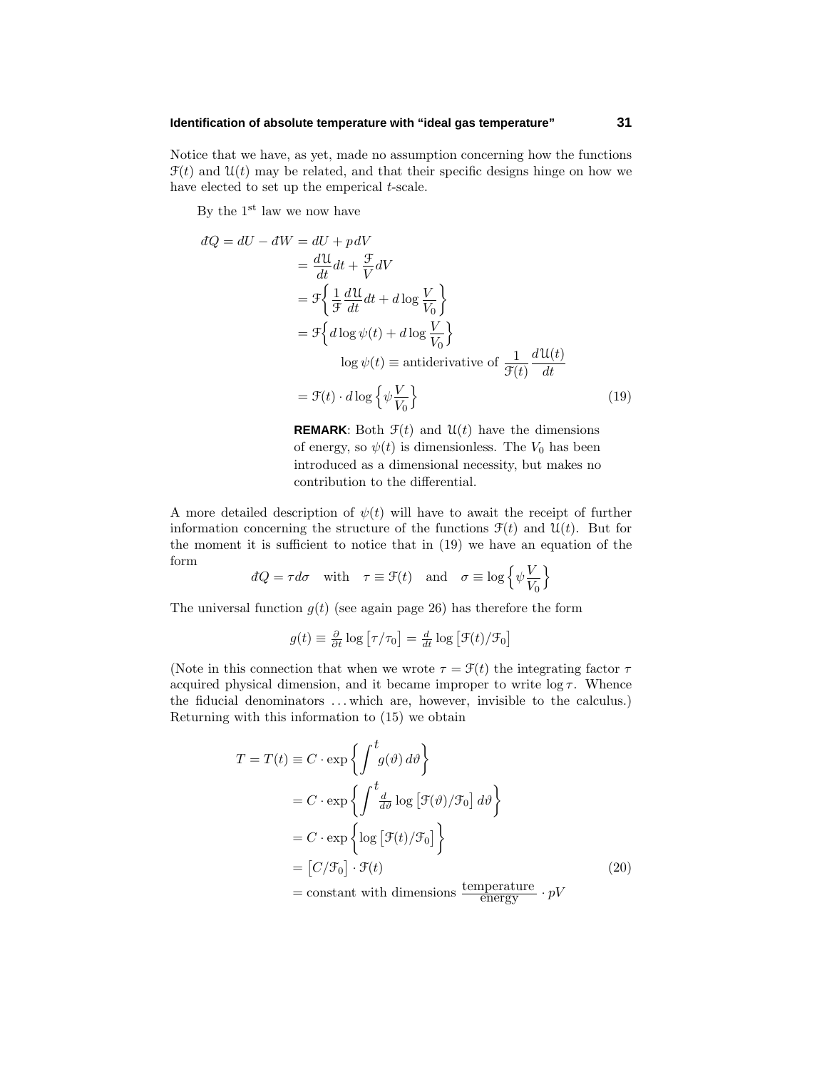Notice that we have, as yet, made no assumption concerning how the functions $\mathcal{F}(t)$ and $\mathcal{U}(t)$ may be related, and that their specific designs hinge on how we have elected to set up the emperical $t$-scale.

By the 1st law we now have

$$
\begin{aligned}
đQ = dU - đW = dU + p\,dV \\
&= \frac{d\mathcal{U}}{dt}dt + \frac{\mathcal{F}}{V}dV \\
&= \mathcal{F}\Big\{\frac{1}{\mathcal{F}}\frac{d\mathcal{U}}{dt}dt + d\log\frac{V}{V_0}\Big\} \\
&= \mathcal{F}\Big\{d\log\psi(t) + d\log\frac{V}{V_0}\Big\} \\
&\qquad \log\psi(t) \equiv \text{antiderivative of } \frac{1}{\mathcal{F}(t)}\frac{d\mathcal{U}(t)}{dt} \\
&= \mathcal{F}(t)\cdot d\log\Big\{\psi\frac{V}{V_0}\Big\} \qquad (19)
\end{aligned}
$$

> **REMARK**: Both $\mathcal{F}(t)$ and $\mathcal{U}(t)$ have the dimensions of energy, so $\psi(t)$ is dimensionless. The $V_0$ has been introduced as a dimensional necessity, but makes no contribution to the differential.

A more detailed description of $\psi(t)$ will have to await the receipt of further information concerning the structure of the functions $\mathcal{F}(t)$ and $\mathcal{U}(t)$. But for the moment it is sufficient to notice that in (19) we have an equation of the form

$$
đQ = \tau d\sigma \quad \text{with} \quad \tau \equiv \mathcal{F}(t) \quad \text{and} \quad \sigma \equiv \log\Big\{\psi\frac{V}{V_0}\Big\}
$$

The universal function $g(t)$ (see again page 26) has therefore the form

$$
g(t) \equiv \tfrac{\partial}{\partial t}\log\big[\tau/\tau_0\big] = \tfrac{d}{dt}\log\big[\mathcal{F}(t)/\mathcal{F}_0\big]
$$

(Note in this connection that when we wrote $\tau = \mathcal{F}(t)$ the integrating factor $\tau$ acquired physical dimension, and it became improper to write $\log\tau$. Whence the fiducial denominators . . . which are, however, invisible to the calculus.) Returning with this information to (15) we obtain

$$
\begin{aligned}
T = T(t) &\equiv C\cdot\exp\Big\{\int^t g(\vartheta)\,d\vartheta\Big\} \\
&= C\cdot\exp\Big\{\int^t \tfrac{d}{d\vartheta}\log\big[\mathcal{F}(\vartheta)/\mathcal{F}_0\big]\,d\vartheta\Big\} \\
&= C\cdot\exp\Big\{\log\big[\mathcal{F}(t)/\mathcal{F}_0\big]\Big\} \\
&= \big[C/\mathcal{F}_0\big]\cdot\mathcal{F}(t) \qquad (20) \\
&= \text{constant with dimensions } \frac{\text{temperature}}{\text{energy}}\cdot pV
\end{aligned}
$$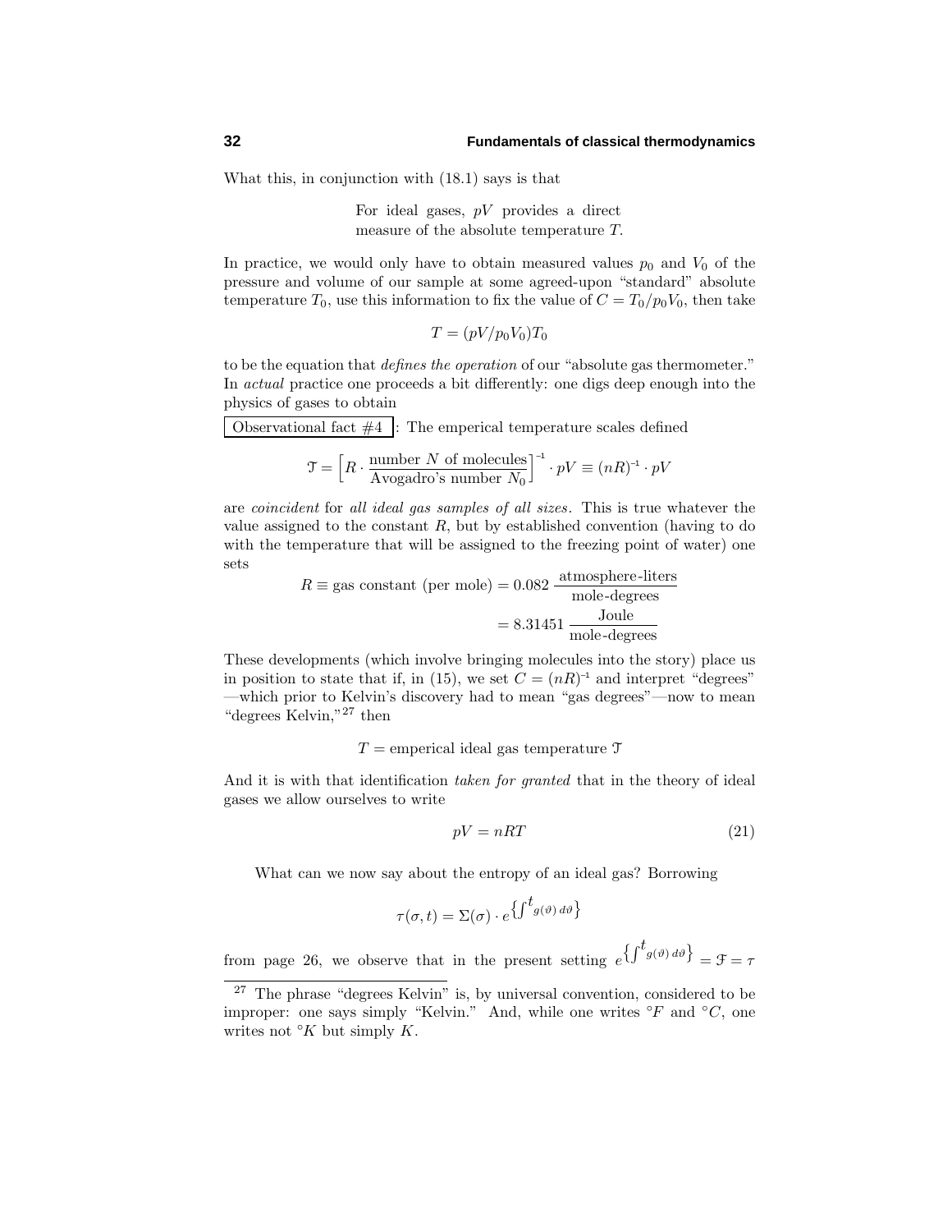What this, in conjunction with (18.1) says is that

> For ideal gases, $pV$ provides a direct measure of the absolute temperature $T$.

In practice, we would only have to obtain measured values $p_0$ and $V_0$ of the pressure and volume of our sample at some agreed-upon "standard" absolute temperature $T_0$, use this information to fix the value of $C = T_0/p_0V_0$, then take

$$T = (pV/p_0V_0)T_0$$

to be the equation that *defines the operation* of our "absolute gas thermometer." In *actual* practice one proceeds a bit differently: one digs deep enough into the physics of gases to obtain

**Observational fact #4**: The emperical temperature scales defined

$$\mathcal{T} = \Big[R \cdot \frac{\text{number } N \text{ of molecules}}{\text{Avogadro's number } N_0}\Big]^{-1} \cdot pV \equiv (nR)^{-1} \cdot pV$$

are *coincident* for *all ideal gas samples of all sizes*. This is true whatever the value assigned to the constant $R$, but by established convention (having to do with the temperature that will be assigned to the freezing point of water) one sets

$$\begin{aligned} R \equiv \text{gas constant (per mole)} &= 0.082 \, \frac{\text{atmosphere-liters}}{\text{mole-degrees}} \\ &= 8.31451 \, \frac{\text{Joule}}{\text{mole-degrees}} \end{aligned}$$

These developments (which involve bringing molecules into the story) place us in position to state that if, in (15), we set $C = (nR)^{-1}$ and interpret "degrees" —which prior to Kelvin's discovery had to mean "gas degrees"—now to mean "degrees Kelvin,"[27] then

$$T = \text{emperical ideal gas temperature } \mathcal{T}$$

And it is with that identification *taken for granted* that in the theory of ideal gases we allow ourselves to write

$$pV = nRT \tag{21}$$

What can we now say about the entropy of an ideal gas? Borrowing

$$\tau(\sigma, t) = \Sigma(\sigma) \cdot e^{\left\{\int^t g(\vartheta)\, d\vartheta\right\}}$$

from page 26, we observe that in the present setting $e^{\left\{\int^t g(\vartheta)\, d\vartheta\right\}} = \mathcal{F} = \tau$

---

[27] The phrase "degrees Kelvin" is, by universal convention, considered to be improper: one says simply "Kelvin." And, while one writes $°F$ and $°C$, one writes not $°K$ but simply $K$.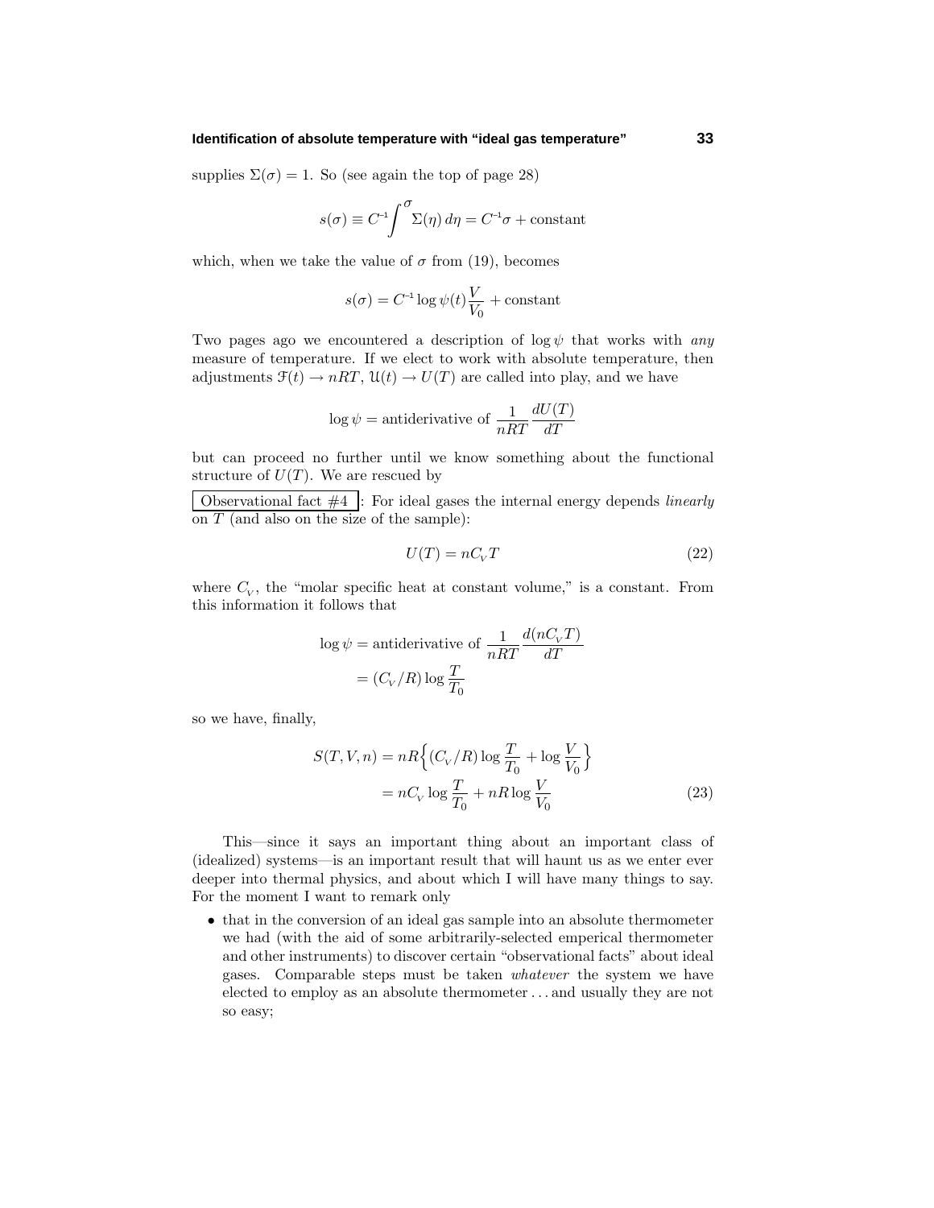supplies $\Sigma(\sigma) = 1$. So (see again the top of page 28)

$$s(\sigma) \equiv C^{-1}\int^{\sigma} \Sigma(\eta)\,d\eta = C^{-1}\sigma + \text{constant}$$

which, when we take the value of $\sigma$ from (19), becomes

$$s(\sigma) = C^{-1}\log\psi(t)\frac{V}{V_0} + \text{constant}$$

Two pages ago we encountered a description of $\log\psi$ that works with *any* measure of temperature. If we elect to work with absolute temperature, then adjustments $\mathcal{F}(t) \to nRT$, $\mathcal{U}(t) \to U(T)$ are called into play, and we have

$$\log\psi = \text{antiderivative of } \frac{1}{nRT}\frac{dU(T)}{dT}$$

but can proceed no further until we know something about the functional structure of $U(T)$. We are rescued by

Observational fact #4 : For ideal gases the internal energy depends *linearly* on $T$ (and also on the size of the sample):

$$U(T) = nC_{V}T \tag{22}$$

where $C_{V}$, the "molar specific heat at constant volume," is a constant. From this information it follows that

$$\begin{aligned}\log\psi &= \text{antiderivative of } \frac{1}{nRT}\frac{d(nC_{V}T)}{dT}\\ &= (C_{V}/R)\log\frac{T}{T_0}\end{aligned}$$

so we have, finally,

$$\begin{aligned}S(T,V,n) &= nR\Big\{(C_{V}/R)\log\frac{T}{T_0} + \log\frac{V}{V_0}\Big\}\\ &= nC_{V}\log\frac{T}{T_0} + nR\log\frac{V}{V_0}\end{aligned} \tag{23}$$

This—since it says an important thing about an important class of (idealized) systems—is an important result that will haunt us as we enter ever deeper into thermal physics, and about which I will have many things to say. For the moment I want to remark only

- that in the conversion of an ideal gas sample into an absolute thermometer we had (with the aid of some arbitrarily-selected emperical thermometer and other instruments) to discover certain "observational facts" about ideal gases. Comparable steps must be taken *whatever* the system we have elected to employ as an absolute thermometer . . . and usually they are not so easy;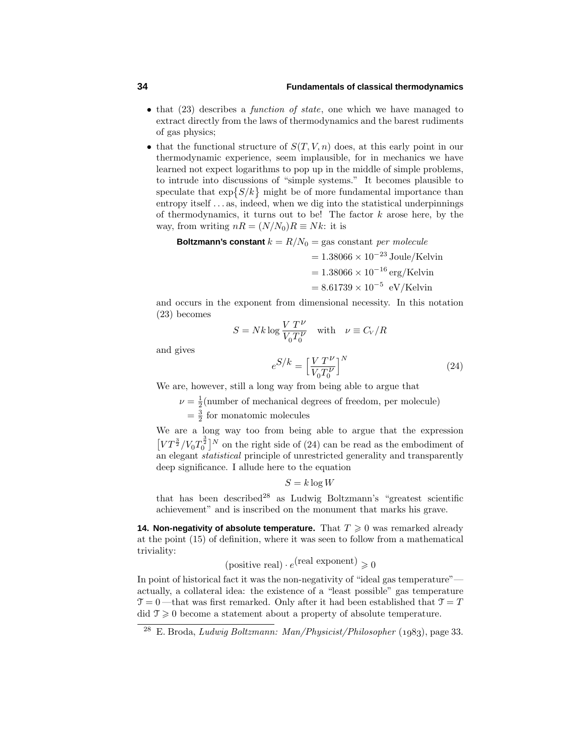- that (23) describes a *function of state*, one which we have managed to extract directly from the laws of thermodynamics and the barest rudiments of gas physics;
- that the functional structure of $S(T, V, n)$ does, at this early point in our thermodynamic experience, seem implausible, for in mechanics we have learned not expect logarithms to pop up in the middle of simple problems, to intrude into discussions of "simple systems." It becomes plausible to speculate that $\exp\{S/k\}$ might be of more fundamental importance than entropy itself ... as, indeed, when we dig into the statistical underpinnings of thermodynamics, it turns out to be! The factor $k$ arose here, by the way, from writing $nR = (N/N_0)R \equiv Nk$: it is

  **Boltzmann's constant** $k = R/N_0$ = gas constant *per molecule*

  $$= 1.38066 \times 10^{-23}\,\text{Joule/Kelvin}$$
  $$= 1.38066 \times 10^{-16}\,\text{erg/Kelvin}$$
  $$= 8.61739 \times 10^{-5}\ \text{eV/Kelvin}$$

  and occurs in the exponent from dimensional necessity. In this notation (23) becomes

  $$S = Nk \log \frac{V\,T^\nu}{V_0 T_0^\nu} \quad \text{with} \quad \nu \equiv C_V/R$$

  and gives

  $$e^{S/k} = \Big[\frac{V\,T^\nu}{V_0 T_0^\nu}\Big]^N \tag{24}$$

  We are, however, still a long way from being able to argue that

  $$\nu = \tfrac{1}{2}(\text{number of mechanical degrees of freedom, per molecule})$$
  $$= \tfrac{3}{2} \text{ for monatomic molecules}$$

  We are a long way too from being able to argue that the expression $\big[VT^{\frac{3}{2}}/V_0 T_0^{\frac{3}{2}}\big]^N$ on the right side of (24) can be read as the embodiment of an elegant *statistical* principle of unrestricted generality and transparently deep significance. I allude here to the equation

  $$S = k \log W$$

  that has been described[28] as Ludwig Boltzmann's "greatest scientific achievement" and is inscribed on the monument that marks his grave.

**14. Non-negativity of absolute temperature.** That $T \geqslant 0$ was remarked already at the point (15) of definition, where it was seen to follow from a mathematical triviality:

$$(\text{positive real}) \cdot e^{(\text{real exponent})} \geqslant 0$$

In point of historical fact it was the non-negativity of "ideal gas temperature"—actually, a collateral idea: the existence of a "least possible" gas temperature $\mathcal{T} = 0$—that was first remarked. Only after it had been established that $\mathcal{T} = T$ did $\mathcal{T} \geqslant 0$ become a statement about a property of absolute temperature.

---

[28] E. Broda, *Ludwig Boltzmann: Man/Physicist/Philosopher* (1983), page 33.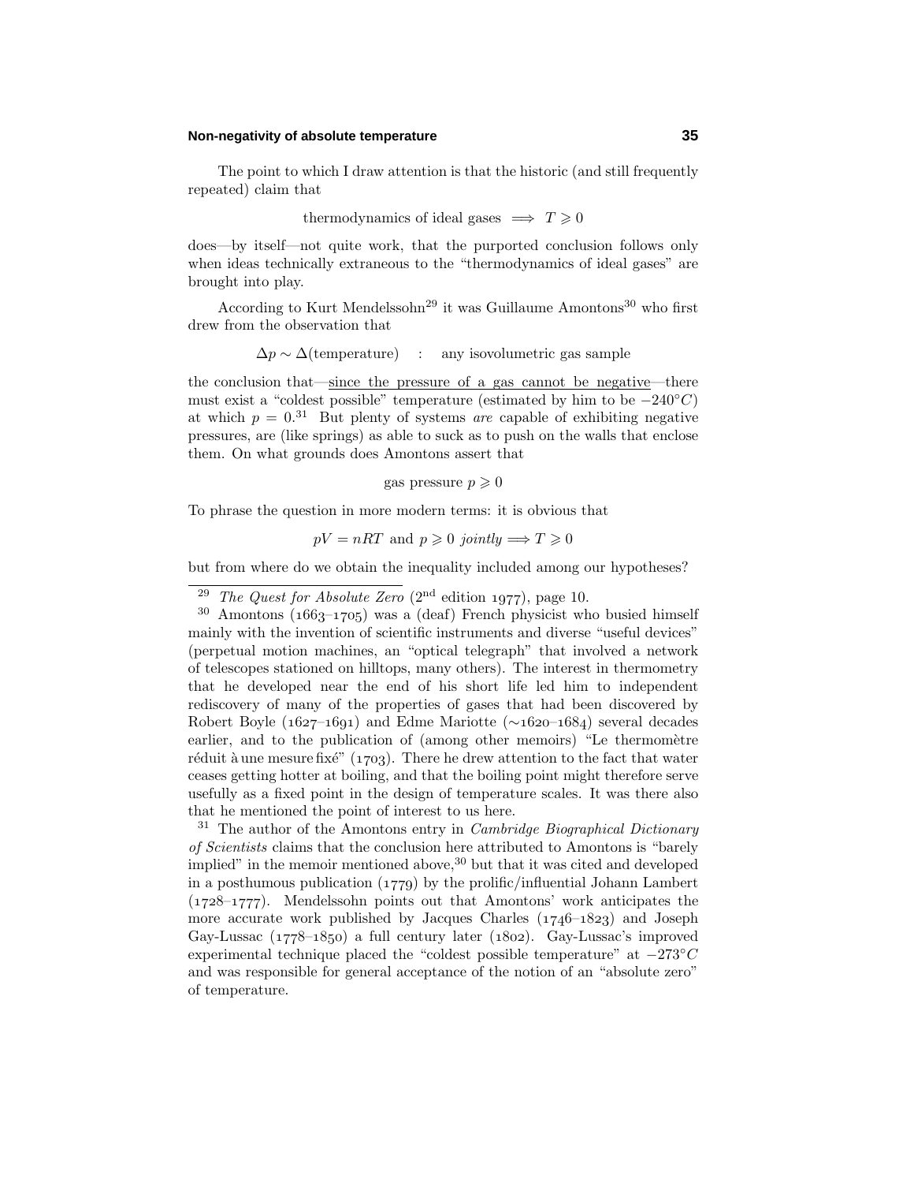The point to which I draw attention is that the historic (and still frequently repeated) claim that

$$\text{thermodynamics of ideal gases} \implies T \geqslant 0$$

does—by itself—not quite work, that the purported conclusion follows only when ideas technically extraneous to the "thermodynamics of ideal gases" are brought into play.

According to Kurt Mendelssohn[29] it was Guillaume Amontons[30] who first drew from the observation that

$$\Delta p \sim \Delta(\text{temperature}) \quad : \quad \text{any isovolumetric gas sample}$$

the conclusion that—<u>since the pressure of a gas cannot be negative</u>—there must exist a "coldest possible" temperature (estimated by him to be $-240°C$) at which $p = 0$.[31] But plenty of systems *are* capable of exhibiting negative pressures, are (like springs) as able to suck as to push on the walls that enclose them. On what grounds does Amontons assert that

$$\text{gas pressure } p \geqslant 0$$

To phrase the question in more modern terms: it is obvious that

$$pV = nRT \text{ and } p \geqslant 0 \textit{ jointly} \Longrightarrow T \geqslant 0$$

but from where do we obtain the inequality included among our hypotheses?

---

[29] *The Quest for Absolute Zero* (2nd edition 1977), page 10.

[30] Amontons (1663–1705) was a (deaf) French physicist who busied himself mainly with the invention of scientific instruments and diverse "useful devices" (perpetual motion machines, an "optical telegraph" that involved a network of telescopes stationed on hilltops, many others). The interest in thermometry that he developed near the end of his short life led him to independent rediscovery of many of the properties of gases that had been discovered by Robert Boyle (1627–1691) and Edme Mariotte (∼1620–1684) several decades earlier, and to the publication of (among other memoirs) "Le thermomètre réduit à une mesure fixé" (1703). There he drew attention to the fact that water ceases getting hotter at boiling, and that the boiling point might therefore serve usefully as a fixed point in the design of temperature scales. It was there also that he mentioned the point of interest to us here.

[31] The author of the Amontons entry in *Cambridge Biographical Dictionary of Scientists* claims that the conclusion here attributed to Amontons is "barely implied" in the memoir mentioned above,[30] but that it was cited and developed in a posthumous publication (1779) by the prolific/influential Johann Lambert (1728–1777). Mendelssohn points out that Amontons' work anticipates the more accurate work published by Jacques Charles (1746–1823) and Joseph Gay-Lussac (1778–1850) a full century later (1802). Gay-Lussac's improved experimental technique placed the "coldest possible temperature" at $-273°C$ and was responsible for general acceptance of the notion of an "absolute zero" of temperature.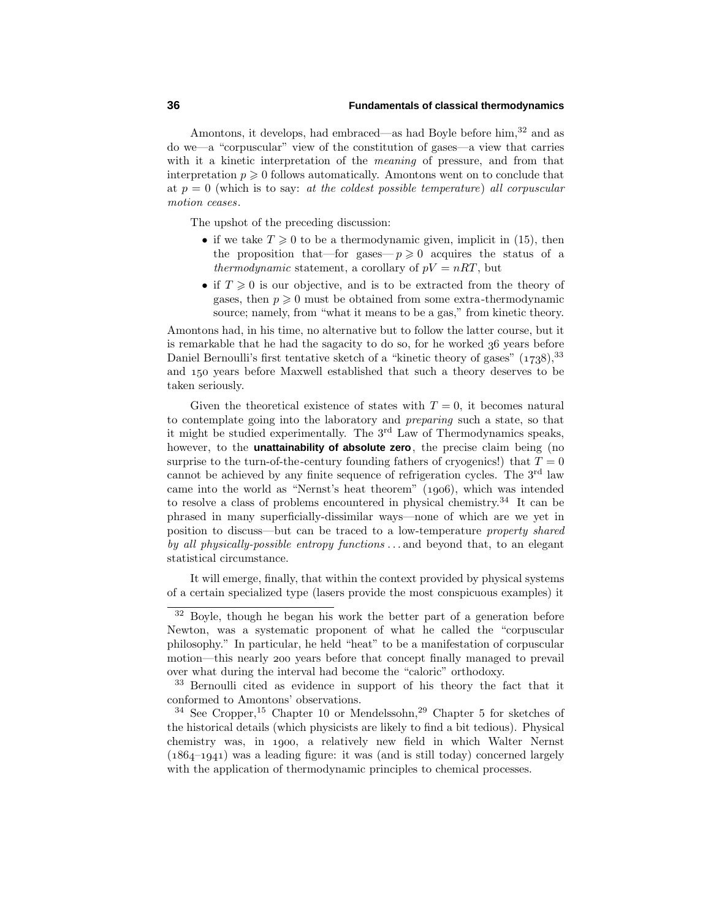Amontons, it develops, had embraced—as had Boyle before him,[32] and as do we—a "corpuscular" view of the constitution of gases—a view that carries with it a kinetic interpretation of the *meaning* of pressure, and from that interpretation $p \geqslant 0$ follows automatically. Amontons went on to conclude that at $p = 0$ (which is to say: *at the coldest possible temperature*) *all corpuscular motion ceases*.

The upshot of the preceding discussion:

- if we take $T \geqslant 0$ to be a thermodynamic given, implicit in (15), then the proposition that—for gases—$p \geqslant 0$ acquires the status of a *thermodynamic* statement, a corollary of $pV = nRT$, but
- if $T \geqslant 0$ is our objective, and is to be extracted from the theory of gases, then $p \geqslant 0$ must be obtained from some extra-thermodynamic source; namely, from "what it means to be a gas," from kinetic theory.

Amontons had, in his time, no alternative but to follow the latter course, but it is remarkable that he had the sagacity to do so, for he worked 36 years before Daniel Bernoulli's first tentative sketch of a "kinetic theory of gases" (1738),[33] and 150 years before Maxwell established that such a theory deserves to be taken seriously.

Given the theoretical existence of states with $T = 0$, it becomes natural to contemplate going into the laboratory and *preparing* such a state, so that it might be studied experimentally. The 3rd Law of Thermodynamics speaks, however, to the **unattainability of absolute zero**, the precise claim being (no surprise to the turn-of-the-century founding fathers of cryogenics!) that $T = 0$ cannot be achieved by any finite sequence of refrigeration cycles. The 3rd law came into the world as "Nernst's heat theorem" (1906), which was intended to resolve a class of problems encountered in physical chemistry.[34] It can be phrased in many superficially-dissimilar ways—none of which are we yet in position to discuss—but can be traced to a low-temperature *property shared by all physically-possible entropy functions* ... and beyond that, to an elegant statistical circumstance.

It will emerge, finally, that within the context provided by physical systems of a certain specialized type (lasers provide the most conspicuous examples) it

---

[32] Boyle, though he began his work the better part of a generation before Newton, was a systematic proponent of what he called the "corpuscular philosophy." In particular, he held "heat" to be a manifestation of corpuscular motion—this nearly 200 years before that concept finally managed to prevail over what during the interval had become the "caloric" orthodoxy.

[33] Bernoulli cited as evidence in support of his theory the fact that it conformed to Amontons' observations.

[34] See Cropper,[15] Chapter 10 or Mendelssohn,[29] Chapter 5 for sketches of the historical details (which physicists are likely to find a bit tedious). Physical chemistry was, in 1900, a relatively new field in which Walter Nernst (1864–1941) was a leading figure: it was (and is still today) concerned largely with the application of thermodynamic principles to chemical processes.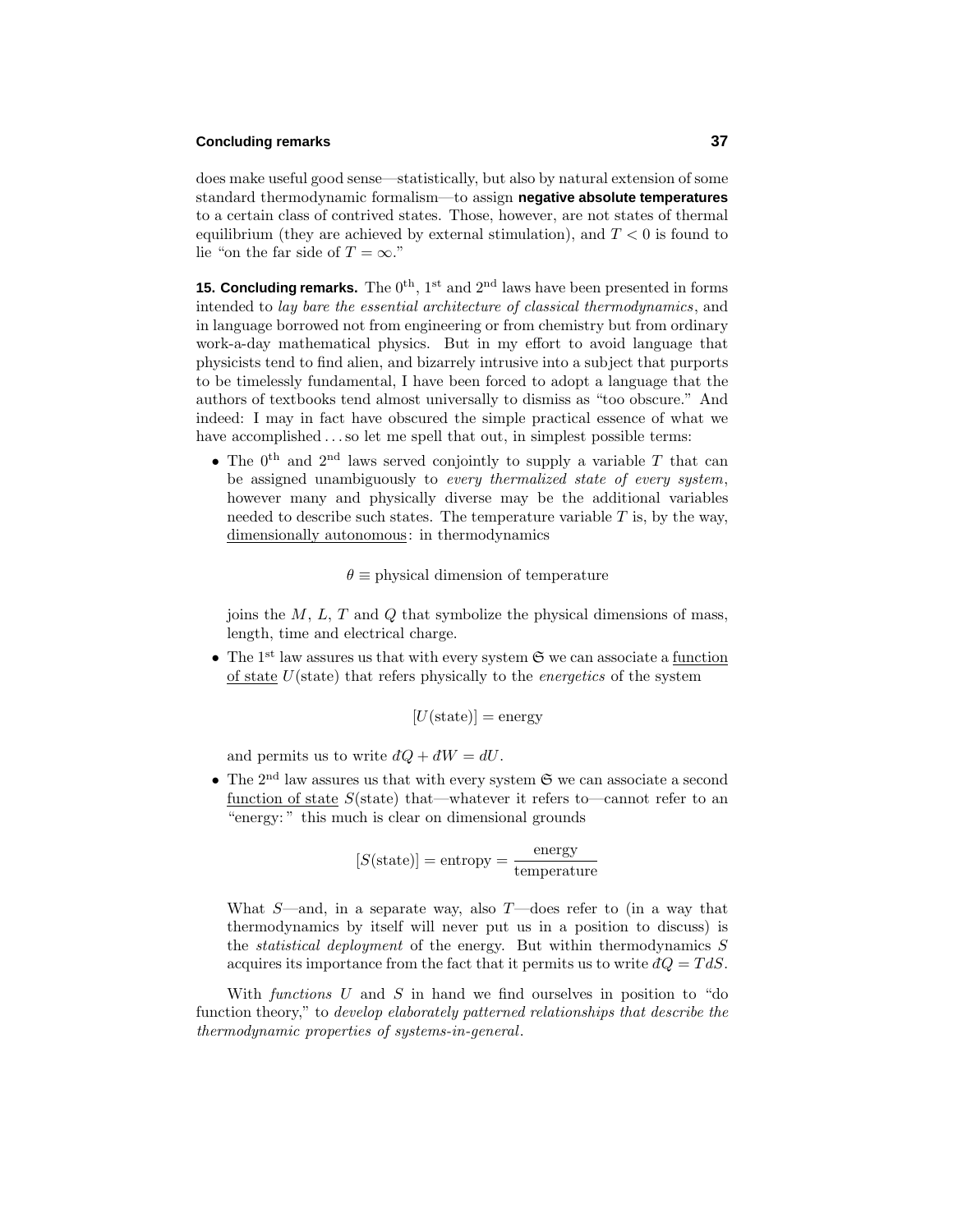does make useful good sense—statistically, but also by natural extension of some standard thermodynamic formalism—to assign **negative absolute temperatures** to a certain class of contrived states. Those, however, are not states of thermal equilibrium (they are achieved by external stimulation), and $T < 0$ is found to lie "on the far side of $T = \infty$."

**15. Concluding remarks.** The $0^{\text{th}}$, $1^{\text{st}}$ and $2^{\text{nd}}$ laws have been presented in forms intended to *lay bare the essential architecture of classical thermodynamics*, and in language borrowed not from engineering or from chemistry but from ordinary work-a-day mathematical physics. But in my effort to avoid language that physicists tend to find alien, and bizarrely intrusive into a subject that purports to be timelessly fundamental, I have been forced to adopt a language that the authors of textbooks tend almost universally to dismiss as "too obscure." And indeed: I may in fact have obscured the simple practical essence of what we have accomplished . . . so let me spell that out, in simplest possible terms:

- The $0^{\text{th}}$ and $2^{\text{nd}}$ laws served conjointly to supply a variable $T$ that can be assigned unambiguously to *every thermalized state of every system*, however many and physically diverse may be the additional variables needed to describe such states. The temperature variable $T$ is, by the way, dimensionally autonomous: in thermodynamics

$$\theta \equiv \text{physical dimension of temperature}$$

  joins the $M$, $L$, $T$ and $Q$ that symbolize the physical dimensions of mass, length, time and electrical charge.

- The $1^{\text{st}}$ law assures us that with every system $\mathfrak{S}$ we can associate a function of state $U(\text{state})$ that refers physically to the *energetics* of the system

$$[U(\text{state})] = \text{energy}$$

  and permits us to write $đQ + đW = dU$.

- The $2^{\text{nd}}$ law assures us that with every system $\mathfrak{S}$ we can associate a second function of state $S(\text{state})$ that—whatever it refers to—cannot refer to an "energy:" this much is clear on dimensional grounds

$$[S(\text{state})] = \text{entropy} = \frac{\text{energy}}{\text{temperature}}$$

  What $S$—and, in a separate way, also $T$—does refer to (in a way that thermodynamics by itself will never put us in a position to discuss) is the *statistical deployment* of the energy. But within thermodynamics $S$ acquires its importance from the fact that it permits us to write $đQ = T dS$.

With *functions* $U$ and $S$ in hand we find ourselves in position to "do function theory," to *develop elaborately patterned relationships that describe the thermodynamic properties of systems-in-general*.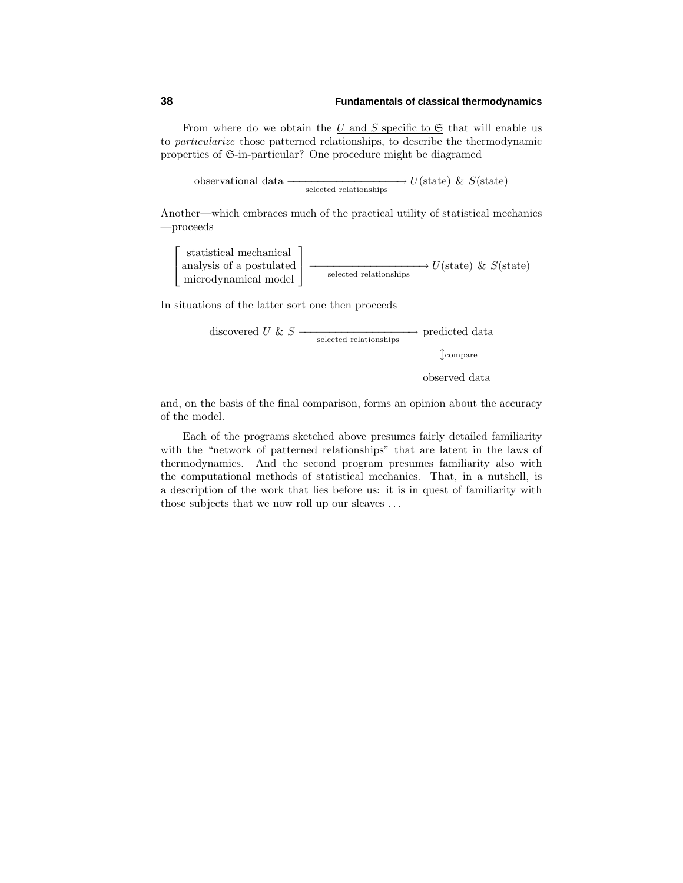From where do we obtain the <u>$U$ and $S$ specific to $\mathfrak{S}$</u> that will enable us to *particularize* those patterned relationships, to describe the thermodynamic properties of $\mathfrak{S}$-in-particular? One procedure might be diagramed

$$\text{observational data} \xrightarrow[\text{selected relationships}]{\hspace{4cm}} U(\text{state}) \;\&\; S(\text{state})$$

Another—which embraces much of the practical utility of statistical mechanics—proceeds

$$\begin{bmatrix} \text{statistical mechanical} \\ \text{analysis of a postulated} \\ \text{microdynamical model} \end{bmatrix} \xrightarrow[\text{selected relationships}]{\hspace{4cm}} U(\text{state}) \;\&\; S(\text{state})$$

In situations of the latter sort one then proceeds

$$\begin{array}{ccc} \text{discovered } U \;\&\; S & \xrightarrow[\text{selected relationships}]{\hspace{4cm}} & \text{predicted data} \\ & & \updownarrow \text{compare} \\ & & \text{observed data} \end{array}$$

and, on the basis of the final comparison, forms an opinion about the accuracy of the model.

Each of the programs sketched above presumes fairly detailed familiarity with the "network of patterned relationships" that are latent in the laws of thermodynamics. And the second program presumes familiarity also with the computational methods of statistical mechanics. That, in a nutshell, is a description of the work that lies before us: it is in quest of familiarity with those subjects that we now roll up our sleaves ...